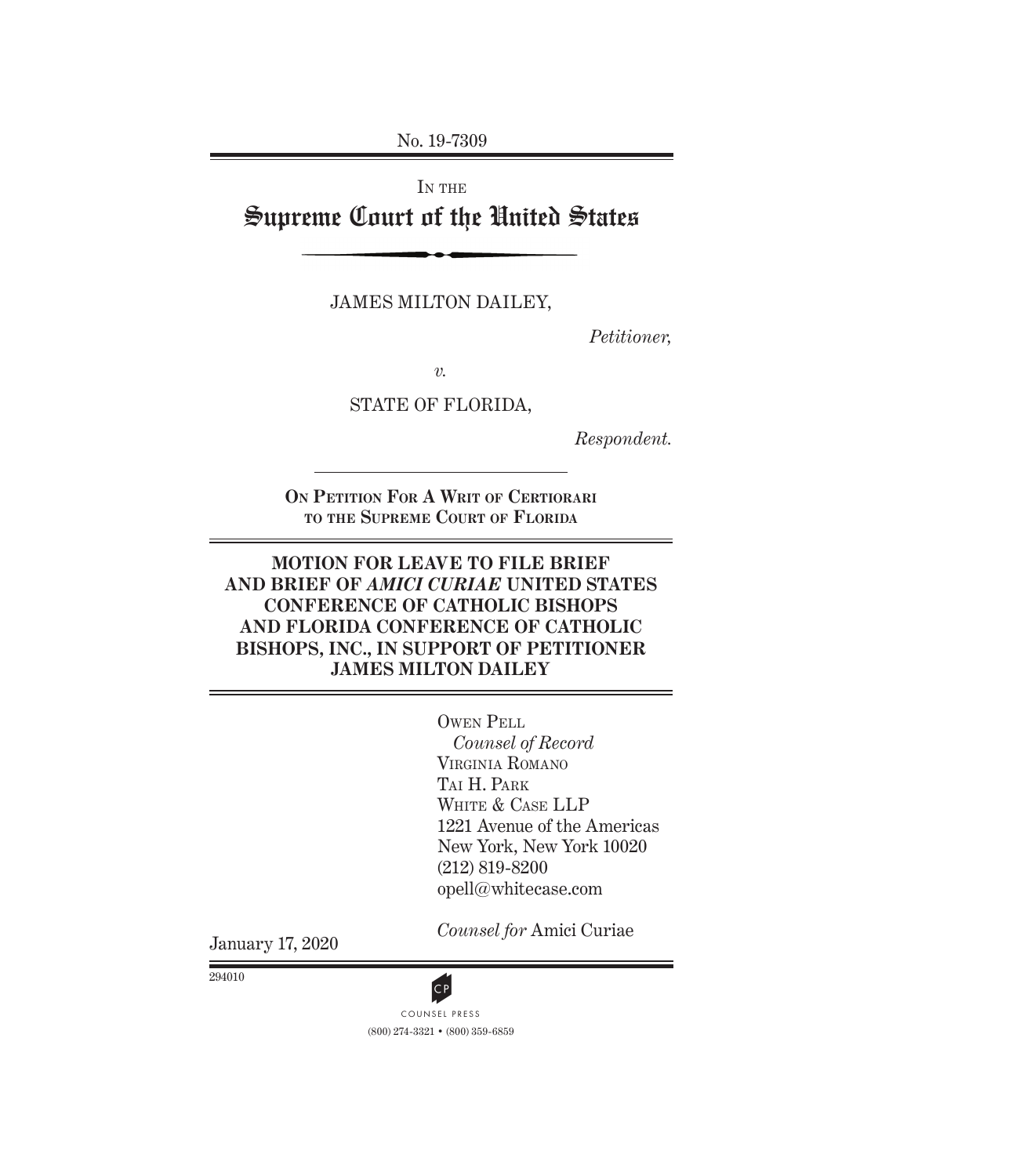No. 19-7309

IN THE

# Supreme Court of the United States

JAMES MILTON DAILEY,

*Petitioner,*

*v.*

STATE OF FLORIDA,

*Respondent.*

**ON PETITION FOR A WRIT OF CERTIORARI TO THE SUPREME COURT OF FLORIDA**

**MOTION FOR LEAVE TO FILE BRIEF AND BRIEF OF *AMICI CURIAE* UNITED STATES CONFERENCE OF CATHOLIC BISHOPS AND FLORIDA CONFERENCE OF CATHOLIC BISHOPS, INC., IN SUPPORT OF PETITIONER JAMES MILTON DAILEY**

OWEN PELL
*Counsel of Record*
VIRGINIA ROMANO
TAI H. PARK
WHITE & CASE LLP
1221 Avenue of the Americas
New York, New York 10020
(212) 819-8200
opell@whitecase.com

*Counsel for* Amici Curiae

January 17, 2020

294010

COUNSEL PRESS
(800) 274-3321 • (800) 359-6859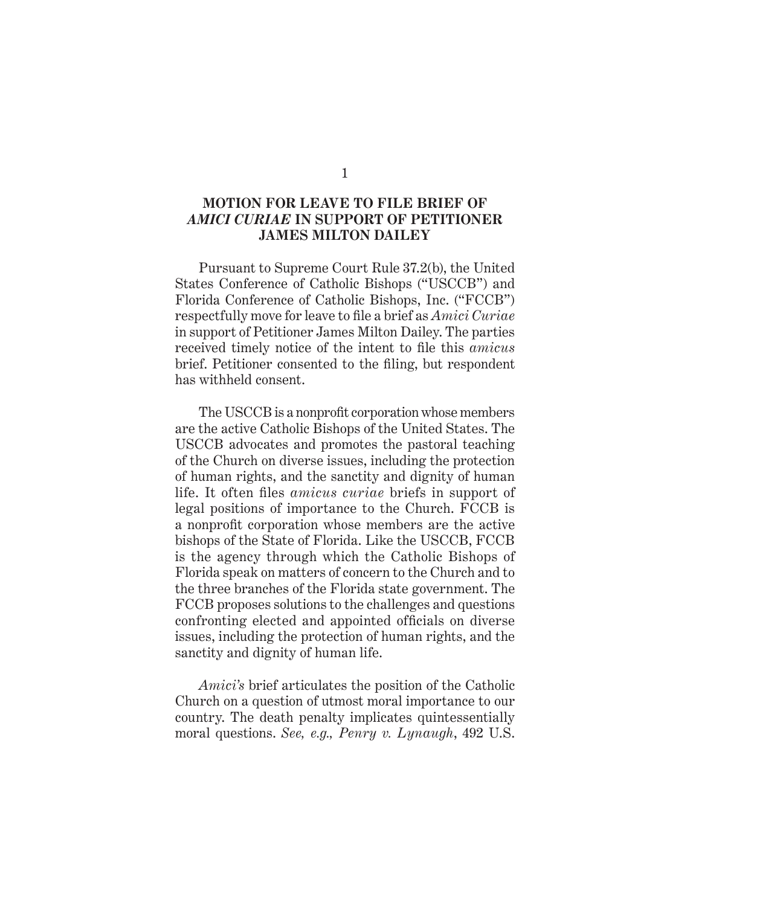# MOTION FOR LEAVE TO FILE BRIEF OF *AMICI CURIAE* IN SUPPORT OF PETITIONER JAMES MILTON DAILEY

Pursuant to Supreme Court Rule 37.2(b), the United States Conference of Catholic Bishops ("USCCB") and Florida Conference of Catholic Bishops, Inc. ("FCCB") respectfully move for leave to file a brief as *Amici Curiae* in support of Petitioner James Milton Dailey. The parties received timely notice of the intent to file this *amicus* brief. Petitioner consented to the filing, but respondent has withheld consent.

The USCCB is a nonprofit corporation whose members are the active Catholic Bishops of the United States. The USCCB advocates and promotes the pastoral teaching of the Church on diverse issues, including the protection of human rights, and the sanctity and dignity of human life. It often files *amicus curiae* briefs in support of legal positions of importance to the Church. FCCB is a nonprofit corporation whose members are the active bishops of the State of Florida. Like the USCCB, FCCB is the agency through which the Catholic Bishops of Florida speak on matters of concern to the Church and to the three branches of the Florida state government. The FCCB proposes solutions to the challenges and questions confronting elected and appointed officials on diverse issues, including the protection of human rights, and the sanctity and dignity of human life.

*Amici's* brief articulates the position of the Catholic Church on a question of utmost moral importance to our country. The death penalty implicates quintessentially moral questions. *See, e.g., Penry v. Lynaugh*, 492 U.S.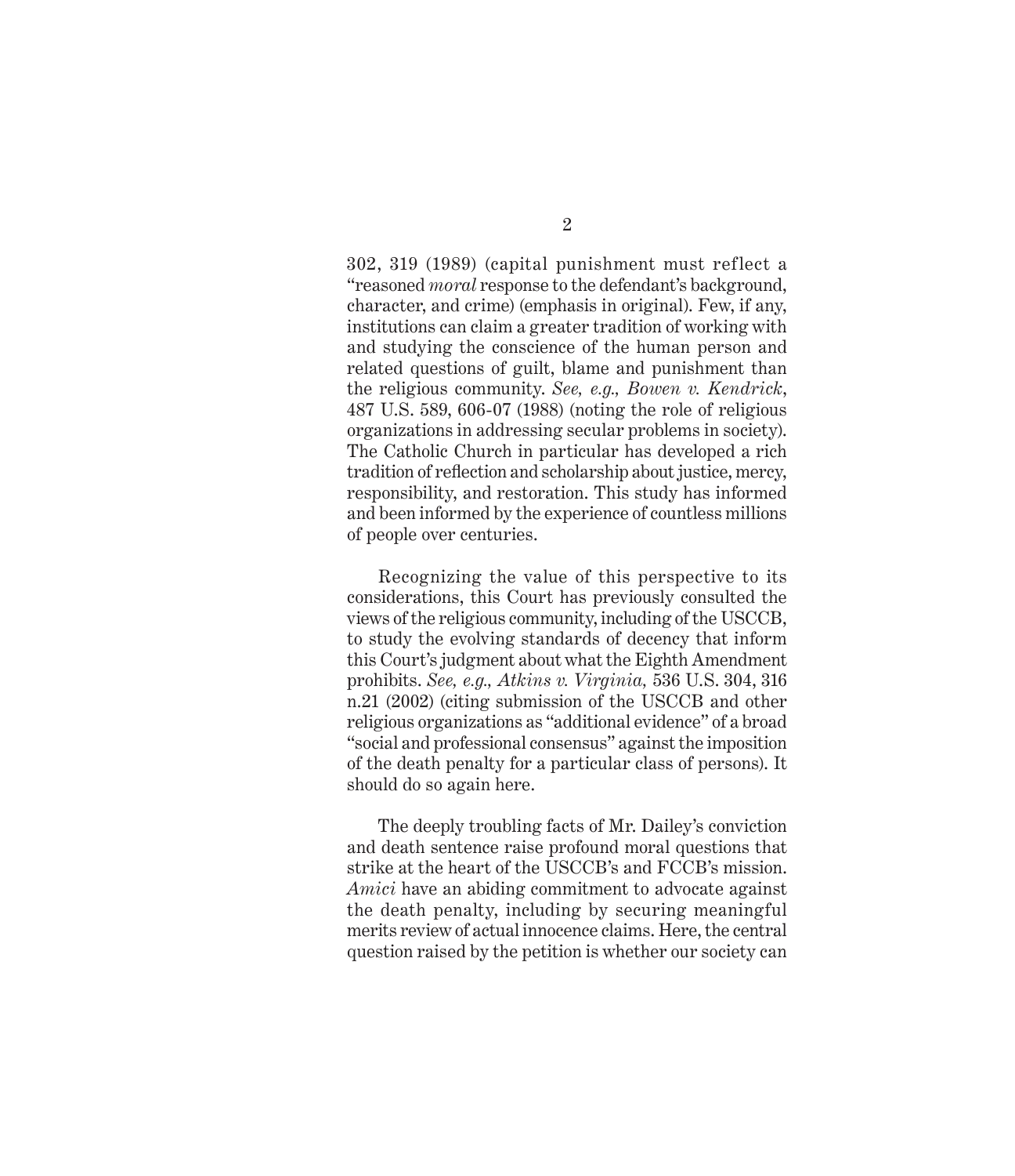302, 319 (1989) (capital punishment must reflect a "reasoned *moral* response to the defendant's background, character, and crime) (emphasis in original). Few, if any, institutions can claim a greater tradition of working with and studying the conscience of the human person and related questions of guilt, blame and punishment than the religious community. *See, e.g., Bowen v. Kendrick*, 487 U.S. 589, 606-07 (1988) (noting the role of religious organizations in addressing secular problems in society). The Catholic Church in particular has developed a rich tradition of reflection and scholarship about justice, mercy, responsibility, and restoration. This study has informed and been informed by the experience of countless millions of people over centuries.

Recognizing the value of this perspective to its considerations, this Court has previously consulted the views of the religious community, including of the USCCB, to study the evolving standards of decency that inform this Court's judgment about what the Eighth Amendment prohibits. *See, e.g., Atkins v. Virginia,* 536 U.S. 304, 316 n.21 (2002) (citing submission of the USCCB and other religious organizations as "additional evidence" of a broad "social and professional consensus" against the imposition of the death penalty for a particular class of persons). It should do so again here.

The deeply troubling facts of Mr. Dailey's conviction and death sentence raise profound moral questions that strike at the heart of the USCCB's and FCCB's mission. *Amici* have an abiding commitment to advocate against the death penalty, including by securing meaningful merits review of actual innocence claims. Here, the central question raised by the petition is whether our society can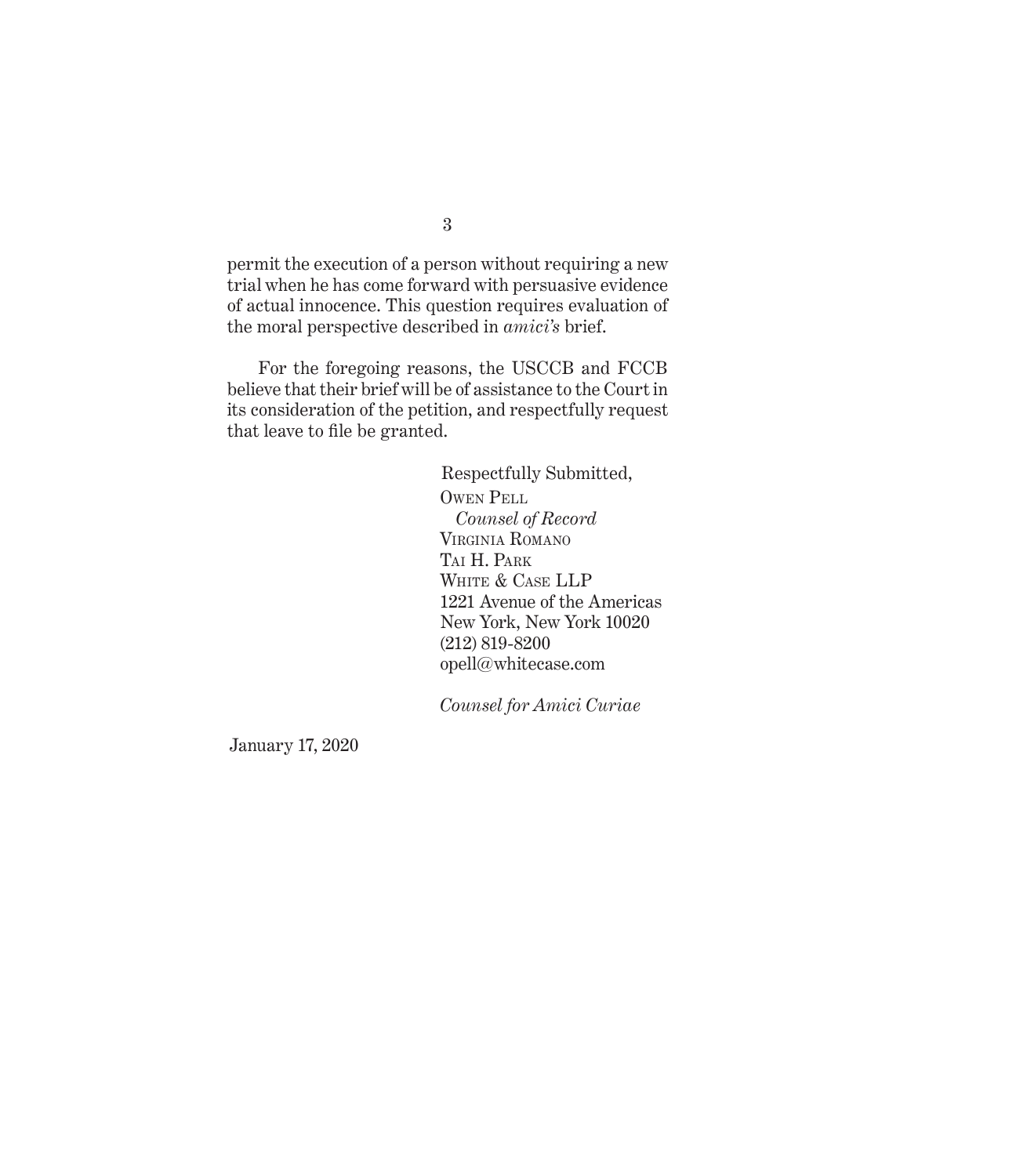permit the execution of a person without requiring a new trial when he has come forward with persuasive evidence of actual innocence. This question requires evaluation of the moral perspective described in *amici's* brief.

For the foregoing reasons, the USCCB and FCCB believe that their brief will be of assistance to the Court in its consideration of the petition, and respectfully request that leave to file be granted.

Respectfully Submitted,

Owen Pell
*Counsel of Record*
Virginia Romano
Tai H. Park
White & Case LLP
1221 Avenue of the Americas
New York, New York 10020
(212) 819-8200
opell@whitecase.com

*Counsel for Amici Curiae*

January 17, 2020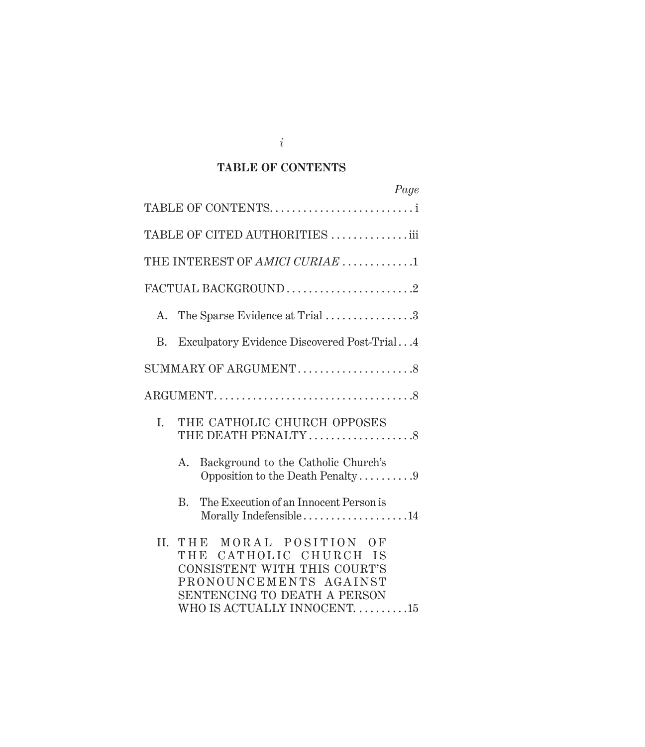## TABLE OF CONTENTS

| | Page |
|---|---|
| TABLE OF CONTENTS | i |
| TABLE OF CITED AUTHORITIES | iii |
| THE INTEREST OF *AMICI CURIAE* | 1 |
| FACTUAL BACKGROUND | 2 |
| A. The Sparse Evidence at Trial | 3 |
| B. Exculpatory Evidence Discovered Post-Trial | 4 |
| SUMMARY OF ARGUMENT | 8 |
| ARGUMENT | 8 |
| I. THE CATHOLIC CHURCH OPPOSES THE DEATH PENALTY | 8 |
| A. Background to the Catholic Church's Opposition to the Death Penalty | 9 |
| B. The Execution of an Innocent Person is Morally Indefensible | 14 |
| II. THE MORAL POSITION OF THE CATHOLIC CHURCH IS CONSISTENT WITH THIS COURT'S PRONOUNCEMENTS AGAINST SENTENCING TO DEATH A PERSON WHO IS ACTUALLY INNOCENT | 15 |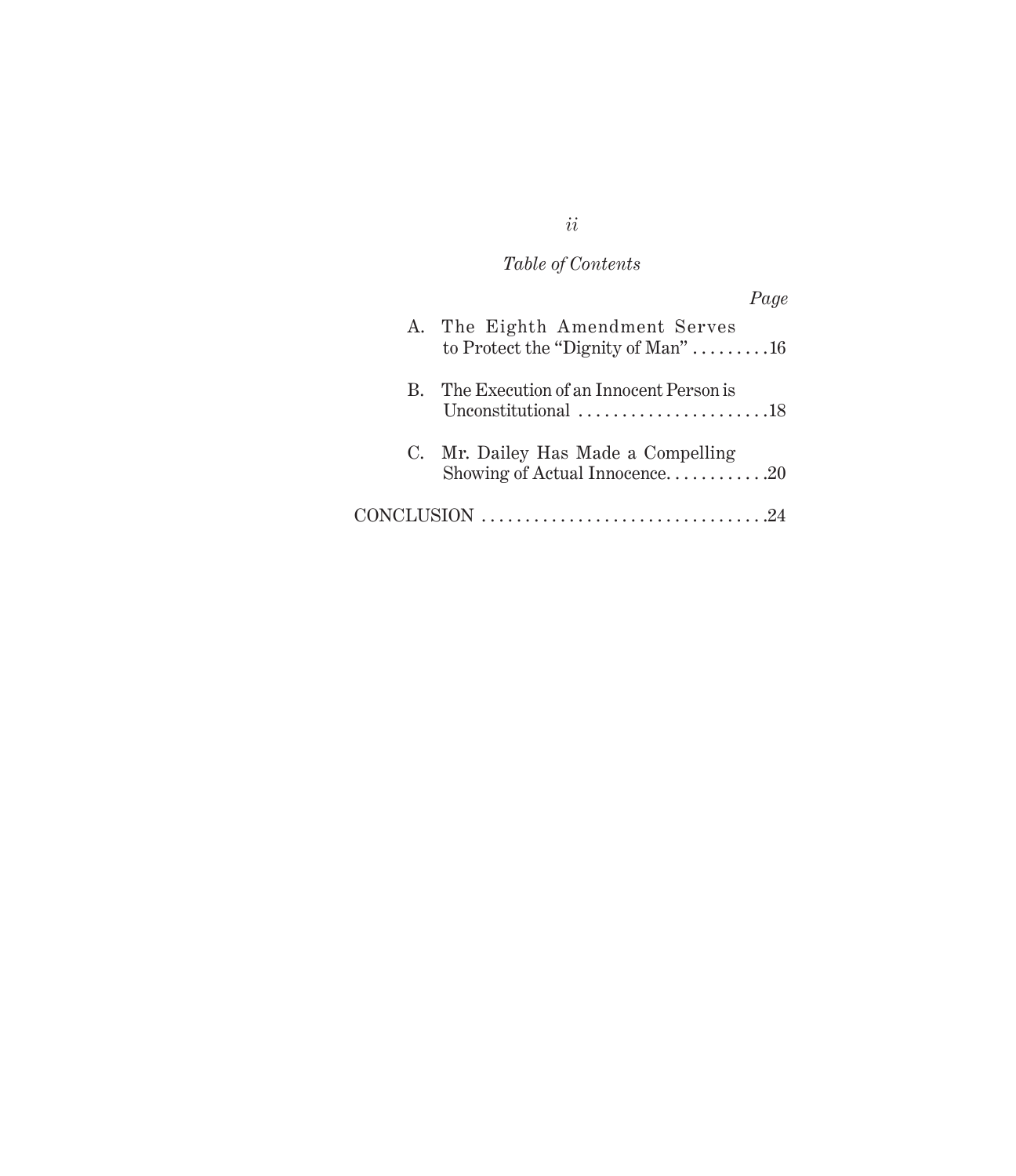*Table of Contents*

*Page*

A. The Eighth Amendment Serves to Protect the "Dignity of Man" . . . . . . . . .16

B. The Execution of an Innocent Person is Unconstitutional . . . . . . . . . . . . . . . . . . . . . .18

C. Mr. Dailey Has Made a Compelling Showing of Actual Innocence. . . . . . . . . . . .20

CONCLUSION . . . . . . . . . . . . . . . . . . . . . . . . . . . . . . . . .24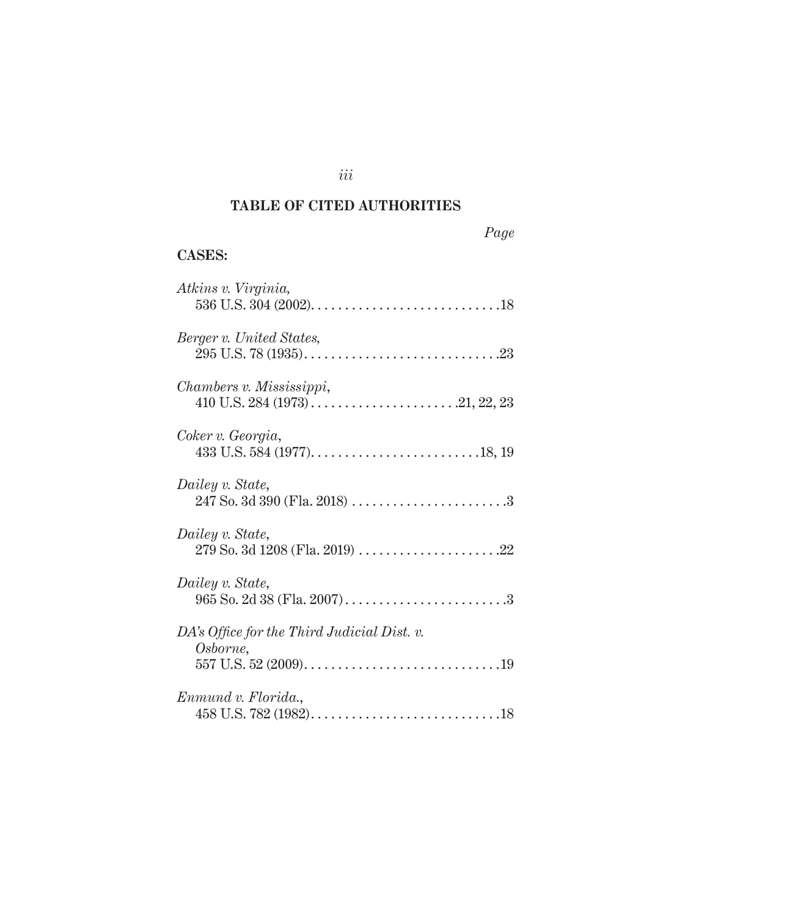## TABLE OF CITED AUTHORITIES

*Page*

**CASES:**

*Atkins v. Virginia*,
536 U.S. 304 (2002). . . . . . . . . . . . . . . . . . . . . . . . . . . .18

*Berger v. United States*,
295 U.S. 78 (1935). . . . . . . . . . . . . . . . . . . . . . . . . . . . .23

*Chambers v. Mississippi*,
410 U.S. 284 (1973) . . . . . . . . . . . . . . . . . . . . . .21, 22, 23

*Coker v. Georgia*,
433 U.S. 584 (1977). . . . . . . . . . . . . . . . . . . . . . . . .18, 19

*Dailey v. State*,
247 So. 3d 390 (Fla. 2018) . . . . . . . . . . . . . . . . . . . . . . .3

*Dailey v. State*,
279 So. 3d 1208 (Fla. 2019) . . . . . . . . . . . . . . . . . . . . .22

*Dailey v. State*,
965 So. 2d 38 (Fla. 2007) . . . . . . . . . . . . . . . . . . . . . . . .3

*DA's Office for the Third Judicial Dist. v. Osborne*,
557 U.S. 52 (2009). . . . . . . . . . . . . . . . . . . . . . . . . . . . .19

*Enmund v. Florida.*,
458 U.S. 782 (1982). . . . . . . . . . . . . . . . . . . . . . . . . . . .18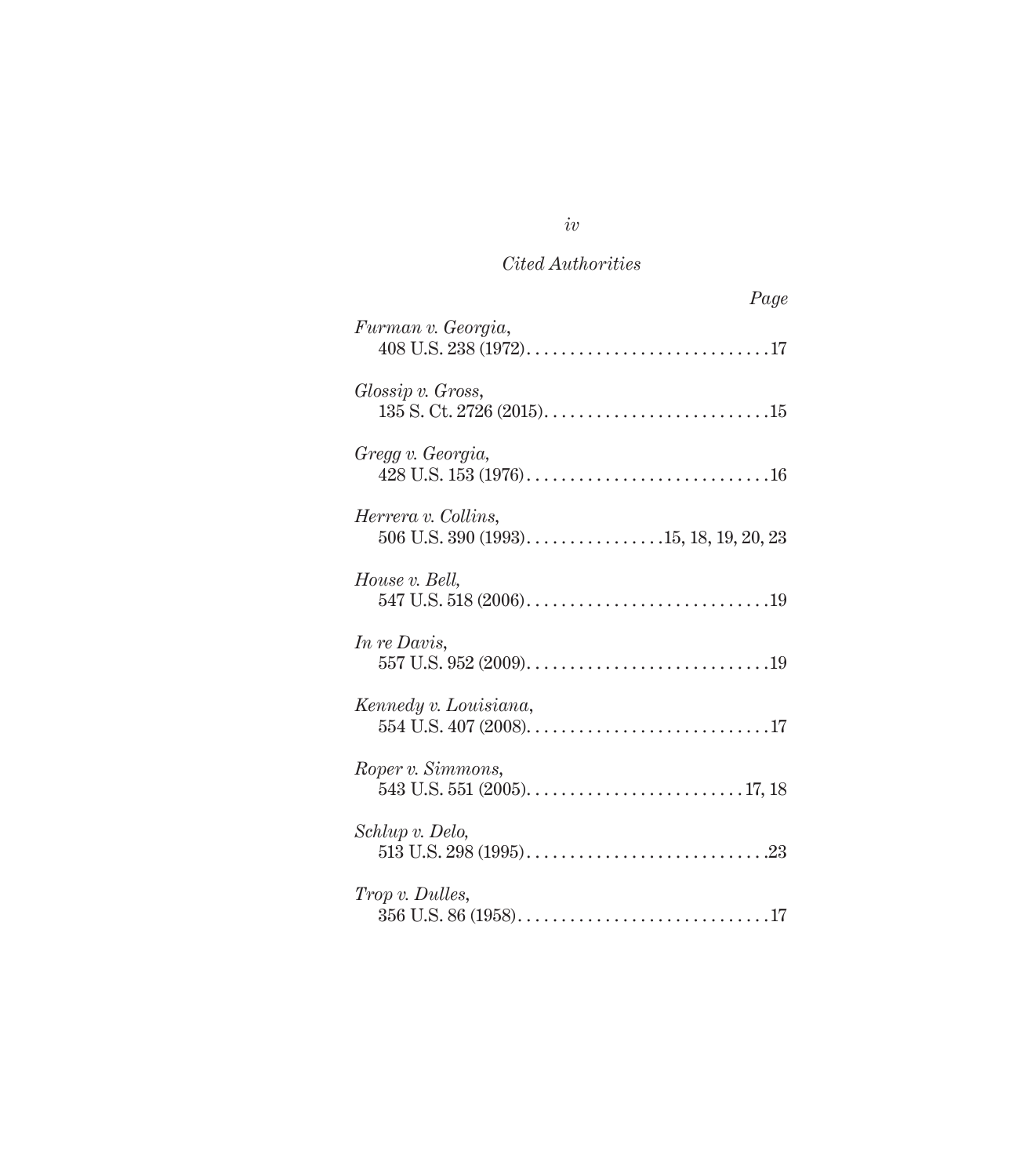*Cited Authorities*

| | Page |
|---|---|
| *Furman v. Georgia*, 408 U.S. 238 (1972) | 17 |
| *Glossip v. Gross*, 135 S. Ct. 2726 (2015) | 15 |
| *Gregg v. Georgia*, 428 U.S. 153 (1976) | 16 |
| *Herrera v. Collins*, 506 U.S. 390 (1993) | 15, 18, 19, 20, 23 |
| *House v. Bell*, 547 U.S. 518 (2006) | 19 |
| *In re Davis*, 557 U.S. 952 (2009) | 19 |
| *Kennedy v. Louisiana*, 554 U.S. 407 (2008) | 17 |
| *Roper v. Simmons*, 543 U.S. 551 (2005) | 17, 18 |
| *Schlup v. Delo*, 513 U.S. 298 (1995) | 23 |
| *Trop v. Dulles*, 356 U.S. 86 (1958) | 17 |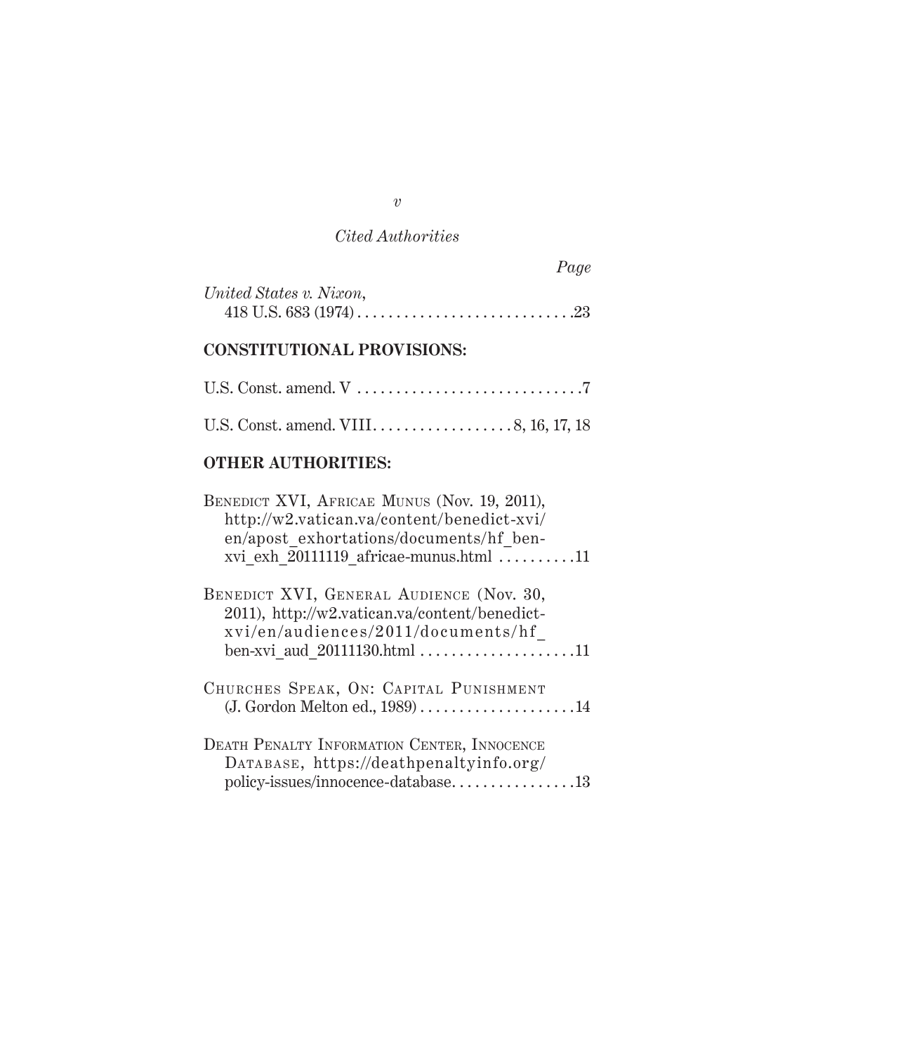*Cited Authorities*

*Page*

*United States v. Nixon*,
418 U.S. 683 (1974) . . . . . . . . . . . . . . . . . . . . . . . . . . . . .23

**CONSTITUTIONAL PROVISIONS:**

U.S. Const. amend. V . . . . . . . . . . . . . . . . . . . . . . . . . . . . .7

U.S. Const. amend. VIII. . . . . . . . . . . . . . . . . . 8, 16, 17, 18

**OTHER AUTHORITIES:**

Benedict XVI, Africae Munus (Nov. 19, 2011), http://w2.vatican.va/content/benedict-xvi/en/apost_exhortations/documents/hf_ben-xvi_exh_20111119_africae-munus.html . . . . . . . . . .11

Benedict XVI, General Audience (Nov. 30, 2011), http://w2.vatican.va/content/benedict-xvi/en/audiences/2011/documents/hf_ben-xvi_aud_20111130.html . . . . . . . . . . . . . . . . . . . .11

Churches Speak, On: Capital Punishment (J. Gordon Melton ed., 1989) . . . . . . . . . . . . . . . . . . . .14

Death Penalty Information Center, Innocence Database, https://deathpenaltyinfo.org/policy-issues/innocence-database. . . . . . . . . . . . . . . .13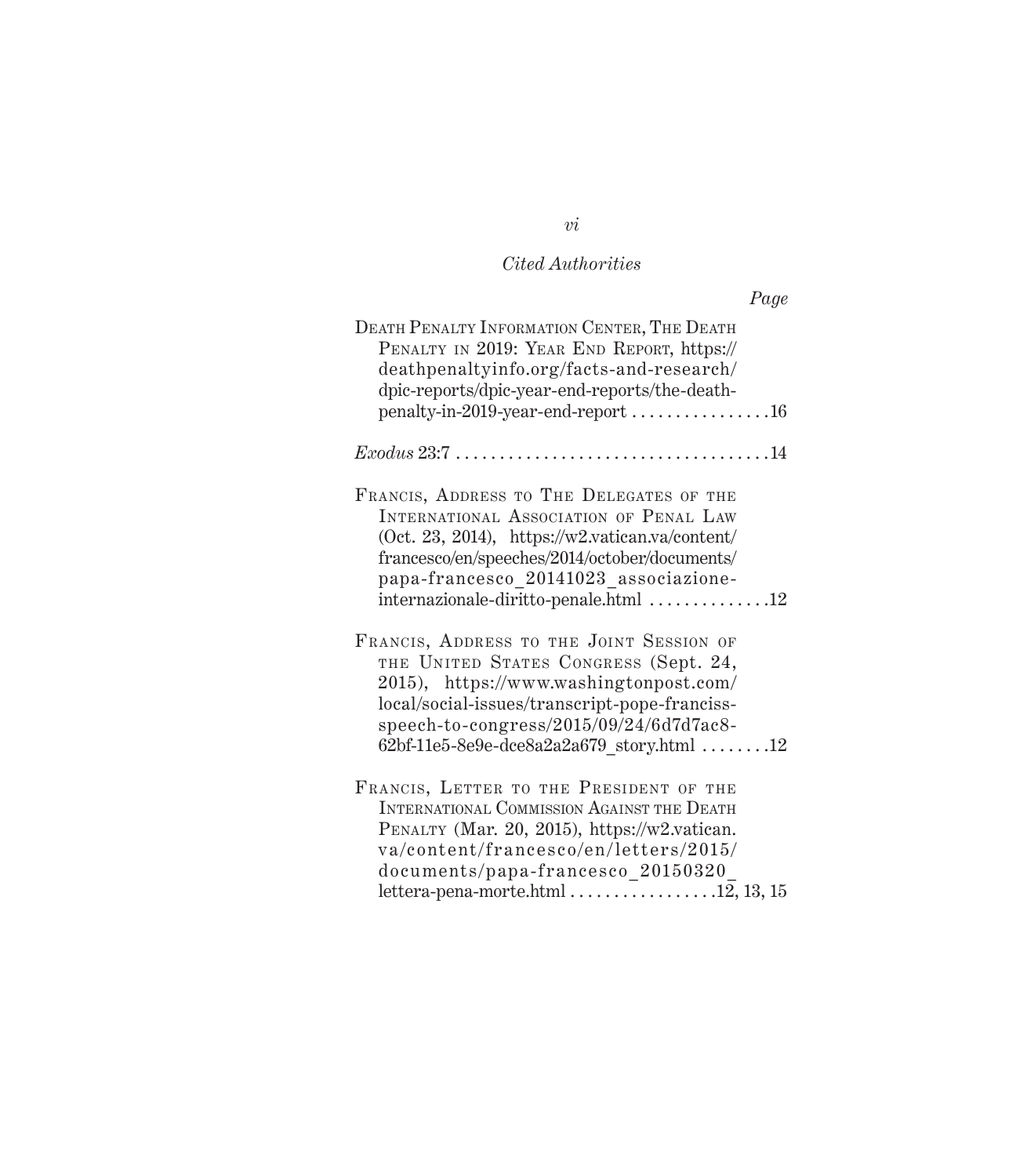*Cited Authorities*

*Page*

Death Penalty Information Center, The Death Penalty in 2019: Year End Report, https://deathpenaltyinfo.org/facts-and-research/dpic-reports/dpic-year-end-reports/the-death-penalty-in-2019-year-end-report . . . . . . . . . . . . . . . .16

*Exodus* 23:7 . . . . . . . . . . . . . . . . . . . . . . . . . . . . . . . . . . . .14

Francis, Address to The Delegates of the International Association of Penal Law (Oct. 23, 2014), https://w2.vatican.va/content/francesco/en/speeches/2014/october/documents/papa-francesco_20141023_associazione-internazionale-diritto-penale.html . . . . . . . . . . . . . .12

Francis, Address to the Joint Session of the United States Congress (Sept. 24, 2015), https://www.washingtonpost.com/local/social-issues/transcript-pope-franciss-speech-to-congress/2015/09/24/6d7d7ac8-62bf-11e5-8e9e-dce8a2a2a679_story.html . . . . . . . .12

Francis, Letter to the President of the International Commission Against the Death Penalty (Mar. 20, 2015), https://w2.vatican.va/content/francesco/en/letters/2015/documents/papa-francesco_20150320_lettera-pena-morte.html . . . . . . . . . . . . . . . . .12, 13, 15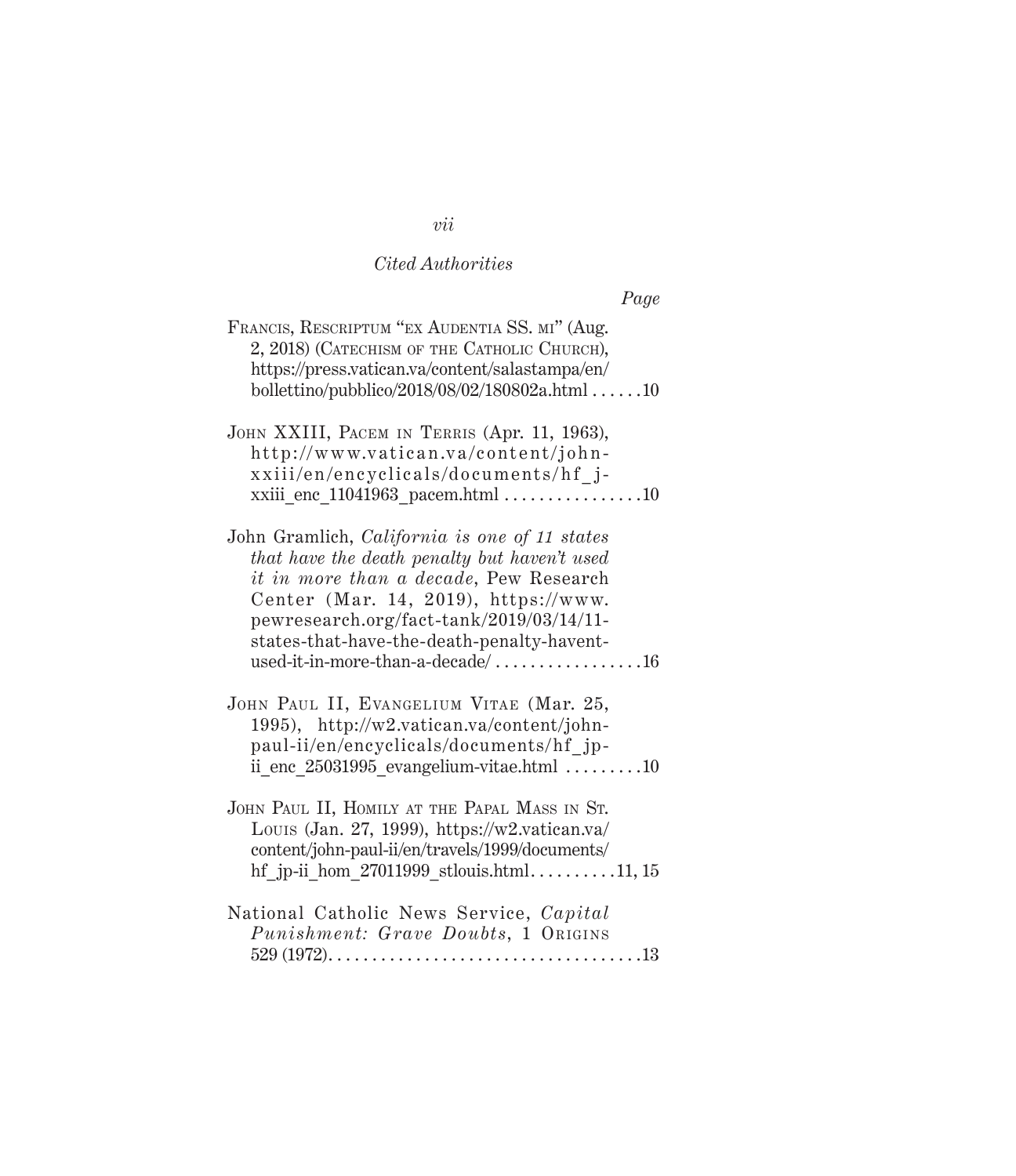*Cited Authorities*

*Page*

FRANCIS, RESCRIPTUM "EX AUDENTIA SS. MI" (Aug. 2, 2018) (CATECHISM OF THE CATHOLIC CHURCH), https://press.vatican.va/content/salastampa/en/bollettino/pubblico/2018/08/02/180802a.html . . . . . . 10

JOHN XXIII, PACEM IN TERRIS (Apr. 11, 1963), http://www.vatican.va/content/john-xxiii/en/encyclicals/documents/hf_j-xxiii_enc_11041963_pacem.html . . . . . . . . . . . . . . . . 10

John Gramlich, *California is one of 11 states that have the death penalty but haven't used it in more than a decade*, Pew Research Center (Mar. 14, 2019), https://www.pewresearch.org/fact-tank/2019/03/14/11-states-that-have-the-death-penalty-havent-used-it-in-more-than-a-decade/ . . . . . . . . . . . . . . . . . 16

JOHN PAUL II, EVANGELIUM VITAE (Mar. 25, 1995), http://w2.vatican.va/content/john-paul-ii/en/encyclicals/documents/hf_jp-ii_enc_25031995_evangelium-vitae.html . . . . . . . . . 10

JOHN PAUL II, HOMILY AT THE PAPAL MASS IN ST. LOUIS (Jan. 27, 1999), https://w2.vatican.va/content/john-paul-ii/en/travels/1999/documents/hf_jp-ii_hom_27011999_stlouis.html. . . . . . . . . . 11, 15

National Catholic News Service, *Capital Punishment: Grave Doubts*, 1 ORIGINS 529 (1972). . . . . . . . . . . . . . . . . . . . . . . . . . . . . . . . . . . . 13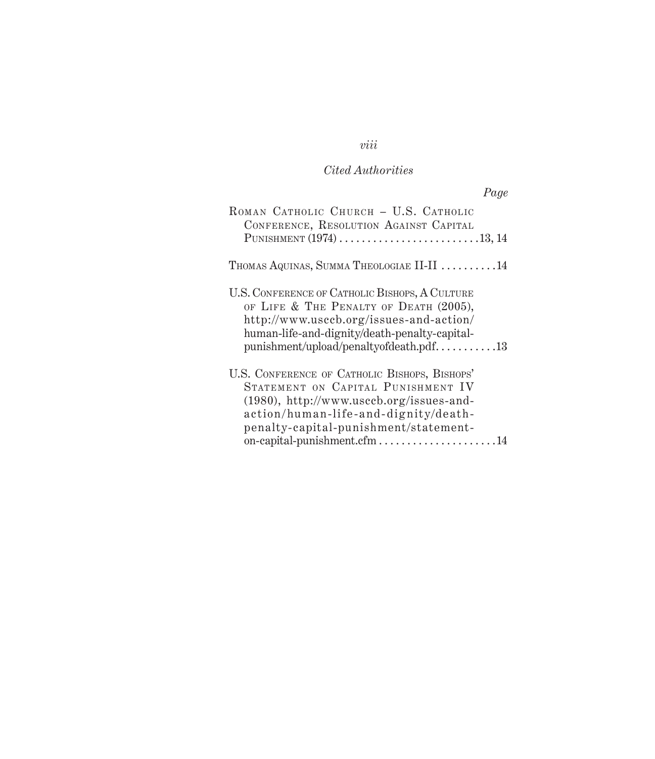*Cited Authorities*

*Page*

Roman Catholic Church – U.S. Catholic Conference, Resolution Against Capital Punishment (1974) . . . . . . . . . . . . . . . . . . . . . . . . . .13, 14

Thomas Aquinas, Summa Theologiae II-II . . . . . . . . . .14

U.S. Conference of Catholic Bishops, A Culture of Life & The Penalty of Death (2005), http://www.usccb.org/issues-and-action/human-life-and-dignity/death-penalty-capital-punishment/upload/penaltyofdeath.pdf. . . . . . . . . . .13

U.S. Conference of Catholic Bishops, Bishops' Statement on Capital Punishment IV (1980), http://www.usccb.org/issues-and-action/human-life-and-dignity/death-penalty-capital-punishment/statement-on-capital-punishment.cfm . . . . . . . . . . . . . . . . . . . . .14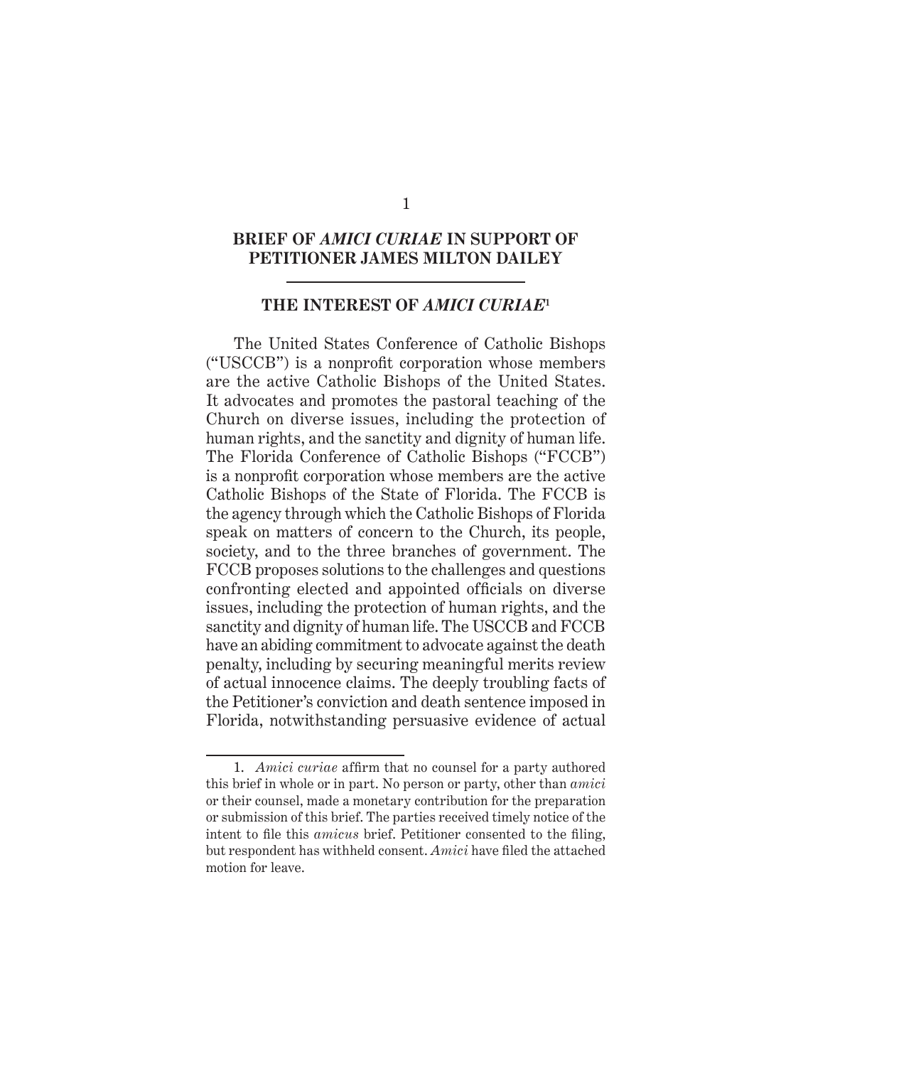# BRIEF OF *AMICI CURIAE* IN SUPPORT OF PETITIONER JAMES MILTON DAILEY

## THE INTEREST OF *AMICI CURIAE*[1]

The United States Conference of Catholic Bishops ("USCCB") is a nonprofit corporation whose members are the active Catholic Bishops of the United States. It advocates and promotes the pastoral teaching of the Church on diverse issues, including the protection of human rights, and the sanctity and dignity of human life. The Florida Conference of Catholic Bishops ("FCCB") is a nonprofit corporation whose members are the active Catholic Bishops of the State of Florida. The FCCB is the agency through which the Catholic Bishops of Florida speak on matters of concern to the Church, its people, society, and to the three branches of government. The FCCB proposes solutions to the challenges and questions confronting elected and appointed officials on diverse issues, including the protection of human rights, and the sanctity and dignity of human life. The USCCB and FCCB have an abiding commitment to advocate against the death penalty, including by securing meaningful merits review of actual innocence claims. The deeply troubling facts of the Petitioner's conviction and death sentence imposed in Florida, notwithstanding persuasive evidence of actual

---

1. *Amici curiae* affirm that no counsel for a party authored this brief in whole or in part. No person or party, other than *amici* or their counsel, made a monetary contribution for the preparation or submission of this brief. The parties received timely notice of the intent to file this *amicus* brief. Petitioner consented to the filing, but respondent has withheld consent. *Amici* have filed the attached motion for leave.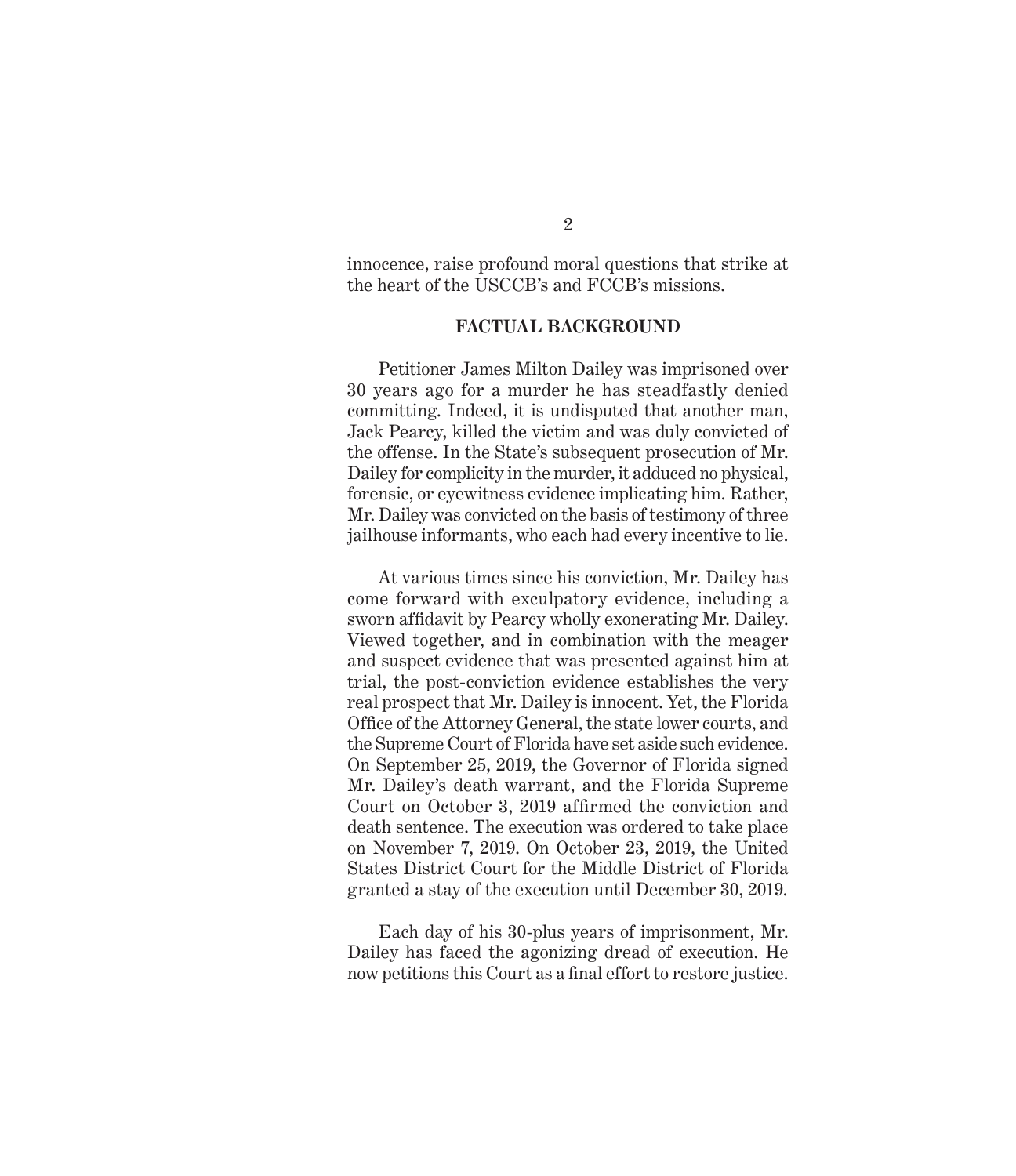innocence, raise profound moral questions that strike at the heart of the USCCB's and FCCB's missions.

## FACTUAL BACKGROUND

Petitioner James Milton Dailey was imprisoned over 30 years ago for a murder he has steadfastly denied committing. Indeed, it is undisputed that another man, Jack Pearcy, killed the victim and was duly convicted of the offense. In the State's subsequent prosecution of Mr. Dailey for complicity in the murder, it adduced no physical, forensic, or eyewitness evidence implicating him. Rather, Mr. Dailey was convicted on the basis of testimony of three jailhouse informants, who each had every incentive to lie.

At various times since his conviction, Mr. Dailey has come forward with exculpatory evidence, including a sworn affidavit by Pearcy wholly exonerating Mr. Dailey. Viewed together, and in combination with the meager and suspect evidence that was presented against him at trial, the post-conviction evidence establishes the very real prospect that Mr. Dailey is innocent. Yet, the Florida Office of the Attorney General, the state lower courts, and the Supreme Court of Florida have set aside such evidence. On September 25, 2019, the Governor of Florida signed Mr. Dailey's death warrant, and the Florida Supreme Court on October 3, 2019 affirmed the conviction and death sentence. The execution was ordered to take place on November 7, 2019. On October 23, 2019, the United States District Court for the Middle District of Florida granted a stay of the execution until December 30, 2019.

Each day of his 30-plus years of imprisonment, Mr. Dailey has faced the agonizing dread of execution. He now petitions this Court as a final effort to restore justice.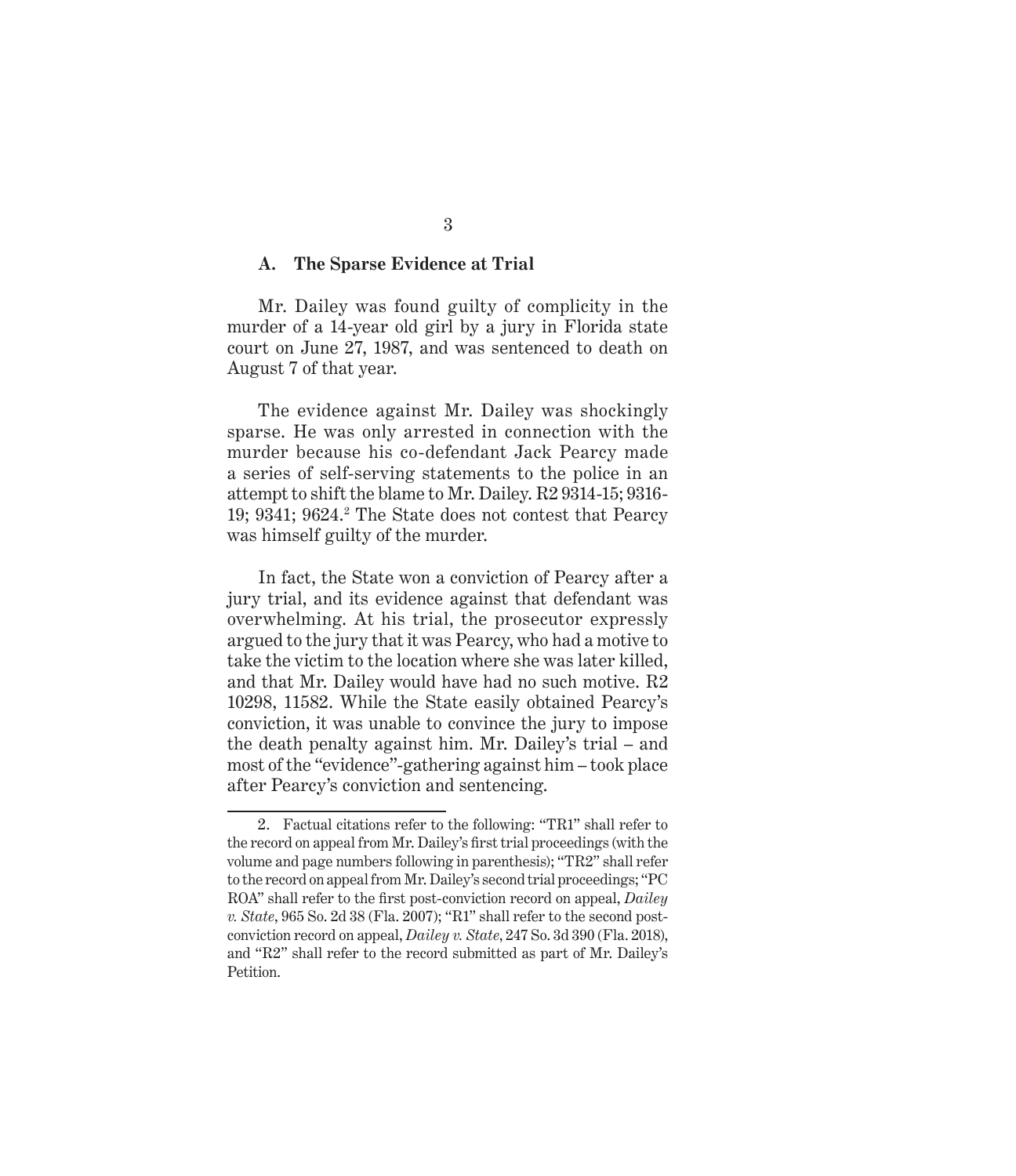### A. The Sparse Evidence at Trial

Mr. Dailey was found guilty of complicity in the murder of a 14-year old girl by a jury in Florida state court on June 27, 1987, and was sentenced to death on August 7 of that year.

The evidence against Mr. Dailey was shockingly sparse. He was only arrested in connection with the murder because his co-defendant Jack Pearcy made a series of self-serving statements to the police in an attempt to shift the blame to Mr. Dailey. R2 9314-15; 9316-19; 9341; 9624.[2] The State does not contest that Pearcy was himself guilty of the murder.

In fact, the State won a conviction of Pearcy after a jury trial, and its evidence against that defendant was overwhelming. At his trial, the prosecutor expressly argued to the jury that it was Pearcy, who had a motive to take the victim to the location where she was later killed, and that Mr. Dailey would have had no such motive. R2 10298, 11582. While the State easily obtained Pearcy's conviction, it was unable to convince the jury to impose the death penalty against him. Mr. Dailey's trial – and most of the "evidence"-gathering against him – took place after Pearcy's conviction and sentencing.

---

2. Factual citations refer to the following: "TR1" shall refer to the record on appeal from Mr. Dailey's first trial proceedings (with the volume and page numbers following in parenthesis); "TR2" shall refer to the record on appeal from Mr. Dailey's second trial proceedings; "PC ROA" shall refer to the first post-conviction record on appeal, *Dailey v. State*, 965 So. 2d 38 (Fla. 2007); "R1" shall refer to the second post-conviction record on appeal, *Dailey v. State*, 247 So. 3d 390 (Fla. 2018), and "R2" shall refer to the record submitted as part of Mr. Dailey's Petition.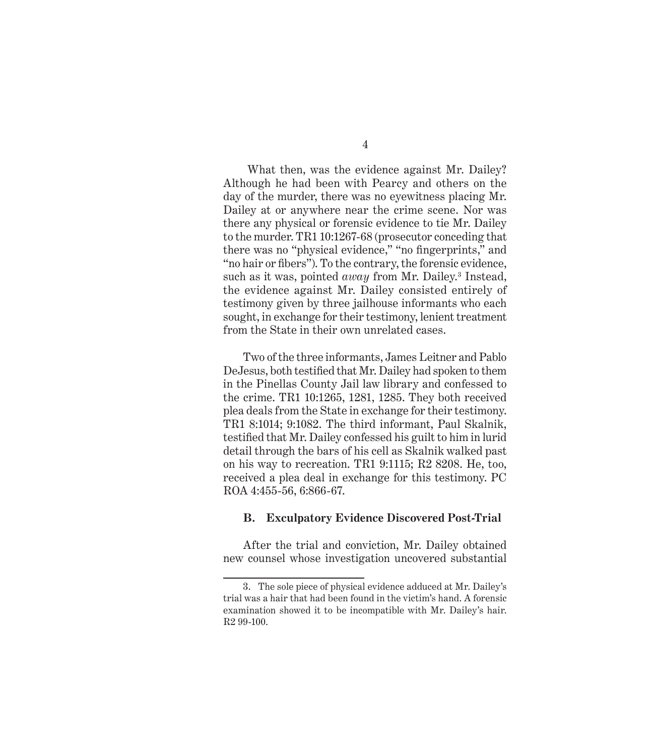What then, was the evidence against Mr. Dailey? Although he had been with Pearcy and others on the day of the murder, there was no eyewitness placing Mr. Dailey at or anywhere near the crime scene. Nor was there any physical or forensic evidence to tie Mr. Dailey to the murder. TR1 10:1267-68 (prosecutor conceding that there was no "physical evidence," "no fingerprints," and "no hair or fibers"). To the contrary, the forensic evidence, such as it was, pointed *away* from Mr. Dailey.[3] Instead, the evidence against Mr. Dailey consisted entirely of testimony given by three jailhouse informants who each sought, in exchange for their testimony, lenient treatment from the State in their own unrelated cases.

Two of the three informants, James Leitner and Pablo DeJesus, both testified that Mr. Dailey had spoken to them in the Pinellas County Jail law library and confessed to the crime. TR1 10:1265, 1281, 1285. They both received plea deals from the State in exchange for their testimony. TR1 8:1014; 9:1082. The third informant, Paul Skalnik, testified that Mr. Dailey confessed his guilt to him in lurid detail through the bars of his cell as Skalnik walked past on his way to recreation. TR1 9:1115; R2 8208. He, too, received a plea deal in exchange for this testimony. PC ROA 4:455-56, 6:866-67.

### B. Exculpatory Evidence Discovered Post-Trial

After the trial and conviction, Mr. Dailey obtained new counsel whose investigation uncovered substantial

---

3. The sole piece of physical evidence adduced at Mr. Dailey's trial was a hair that had been found in the victim's hand. A forensic examination showed it to be incompatible with Mr. Dailey's hair. R2 99-100.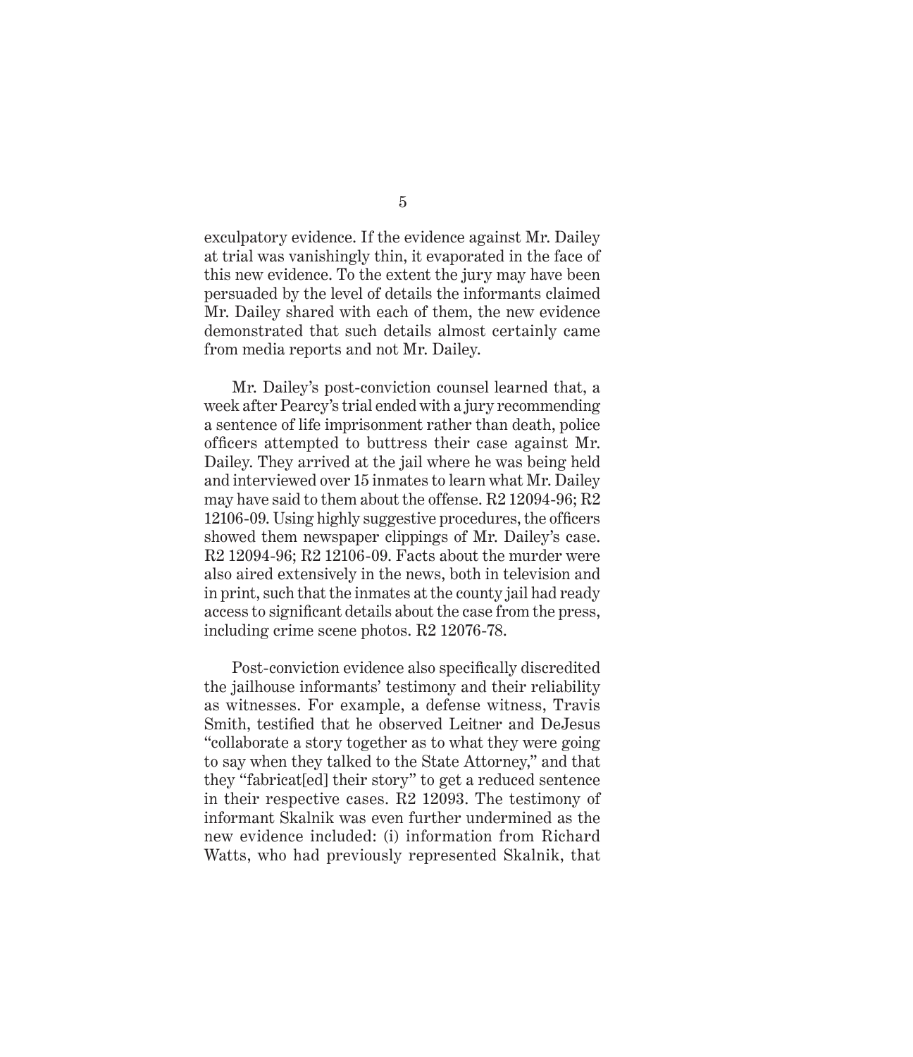exculpatory evidence. If the evidence against Mr. Dailey at trial was vanishingly thin, it evaporated in the face of this new evidence. To the extent the jury may have been persuaded by the level of details the informants claimed Mr. Dailey shared with each of them, the new evidence demonstrated that such details almost certainly came from media reports and not Mr. Dailey.

Mr. Dailey's post-conviction counsel learned that, a week after Pearcy's trial ended with a jury recommending a sentence of life imprisonment rather than death, police officers attempted to buttress their case against Mr. Dailey. They arrived at the jail where he was being held and interviewed over 15 inmates to learn what Mr. Dailey may have said to them about the offense. R2 12094-96; R2 12106-09. Using highly suggestive procedures, the officers showed them newspaper clippings of Mr. Dailey's case. R2 12094-96; R2 12106-09. Facts about the murder were also aired extensively in the news, both in television and in print, such that the inmates at the county jail had ready access to significant details about the case from the press, including crime scene photos. R2 12076-78.

Post-conviction evidence also specifically discredited the jailhouse informants' testimony and their reliability as witnesses. For example, a defense witness, Travis Smith, testified that he observed Leitner and DeJesus "collaborate a story together as to what they were going to say when they talked to the State Attorney," and that they "fabricat[ed] their story" to get a reduced sentence in their respective cases. R2 12093. The testimony of informant Skalnik was even further undermined as the new evidence included: (i) information from Richard Watts, who had previously represented Skalnik, that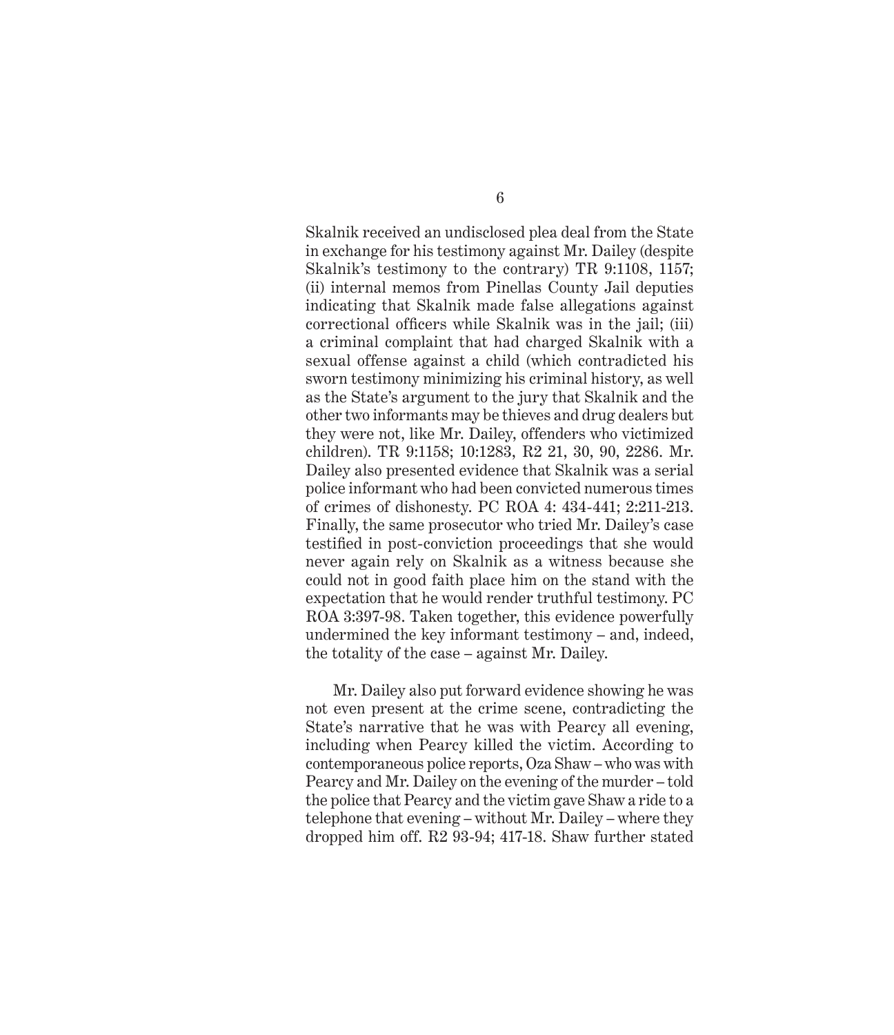Skalnik received an undisclosed plea deal from the State in exchange for his testimony against Mr. Dailey (despite Skalnik's testimony to the contrary) TR 9:1108, 1157; (ii) internal memos from Pinellas County Jail deputies indicating that Skalnik made false allegations against correctional officers while Skalnik was in the jail; (iii) a criminal complaint that had charged Skalnik with a sexual offense against a child (which contradicted his sworn testimony minimizing his criminal history, as well as the State's argument to the jury that Skalnik and the other two informants may be thieves and drug dealers but they were not, like Mr. Dailey, offenders who victimized children). TR 9:1158; 10:1283, R2 21, 30, 90, 2286. Mr. Dailey also presented evidence that Skalnik was a serial police informant who had been convicted numerous times of crimes of dishonesty. PC ROA 4: 434-441; 2:211-213. Finally, the same prosecutor who tried Mr. Dailey's case testified in post-conviction proceedings that she would never again rely on Skalnik as a witness because she could not in good faith place him on the stand with the expectation that he would render truthful testimony. PC ROA 3:397-98. Taken together, this evidence powerfully undermined the key informant testimony – and, indeed, the totality of the case – against Mr. Dailey.

Mr. Dailey also put forward evidence showing he was not even present at the crime scene, contradicting the State's narrative that he was with Pearcy all evening, including when Pearcy killed the victim. According to contemporaneous police reports, Oza Shaw – who was with Pearcy and Mr. Dailey on the evening of the murder – told the police that Pearcy and the victim gave Shaw a ride to a telephone that evening – without Mr. Dailey – where they dropped him off. R2 93-94; 417-18. Shaw further stated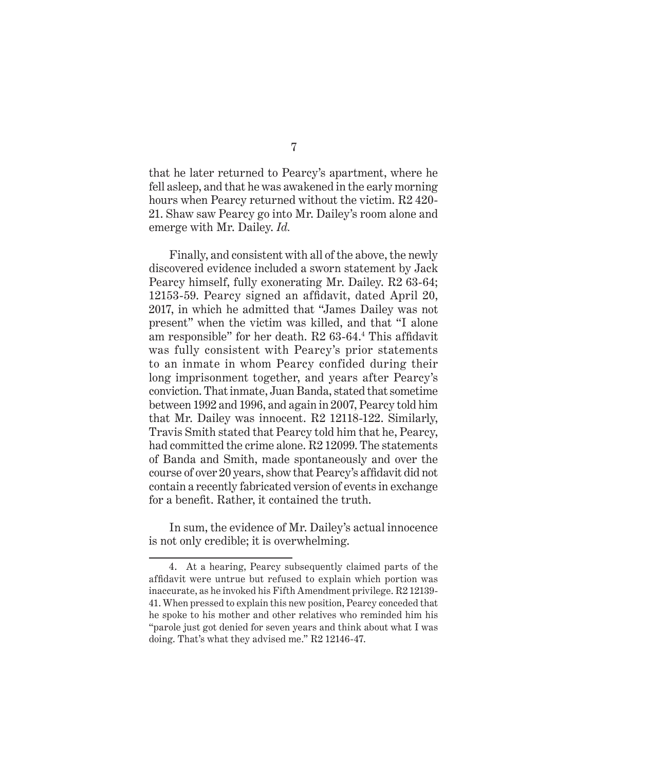that he later returned to Pearcy's apartment, where he fell asleep, and that he was awakened in the early morning hours when Pearcy returned without the victim. R2 420-21. Shaw saw Pearcy go into Mr. Dailey's room alone and emerge with Mr. Dailey. *Id.*

Finally, and consistent with all of the above, the newly discovered evidence included a sworn statement by Jack Pearcy himself, fully exonerating Mr. Dailey. R2 63-64; 12153-59. Pearcy signed an affidavit, dated April 20, 2017, in which he admitted that "James Dailey was not present" when the victim was killed, and that "I alone am responsible" for her death. R2 63-64.[4] This affidavit was fully consistent with Pearcy's prior statements to an inmate in whom Pearcy confided during their long imprisonment together, and years after Pearcy's conviction. That inmate, Juan Banda, stated that sometime between 1992 and 1996, and again in 2007, Pearcy told him that Mr. Dailey was innocent. R2 12118-122. Similarly, Travis Smith stated that Pearcy told him that he, Pearcy, had committed the crime alone. R2 12099. The statements of Banda and Smith, made spontaneously and over the course of over 20 years, show that Pearcy's affidavit did not contain a recently fabricated version of events in exchange for a benefit. Rather, it contained the truth.

In sum, the evidence of Mr. Dailey's actual innocence is not only credible; it is overwhelming.

---

4. At a hearing, Pearcy subsequently claimed parts of the affidavit were untrue but refused to explain which portion was inaccurate, as he invoked his Fifth Amendment privilege. R2 12139-41. When pressed to explain this new position, Pearcy conceded that he spoke to his mother and other relatives who reminded him his "parole just got denied for seven years and think about what I was doing. That's what they advised me." R2 12146-47.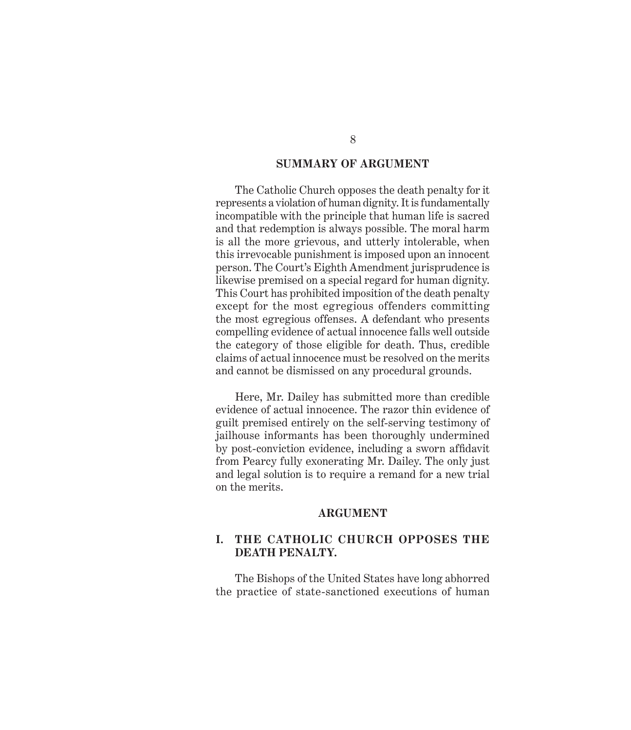## SUMMARY OF ARGUMENT

The Catholic Church opposes the death penalty for it represents a violation of human dignity. It is fundamentally incompatible with the principle that human life is sacred and that redemption is always possible. The moral harm is all the more grievous, and utterly intolerable, when this irrevocable punishment is imposed upon an innocent person. The Court's Eighth Amendment jurisprudence is likewise premised on a special regard for human dignity. This Court has prohibited imposition of the death penalty except for the most egregious offenders committing the most egregious offenses. A defendant who presents compelling evidence of actual innocence falls well outside the category of those eligible for death. Thus, credible claims of actual innocence must be resolved on the merits and cannot be dismissed on any procedural grounds.

Here, Mr. Dailey has submitted more than credible evidence of actual innocence. The razor thin evidence of guilt premised entirely on the self-serving testimony of jailhouse informants has been thoroughly undermined by post-conviction evidence, including a sworn affidavit from Pearcy fully exonerating Mr. Dailey. The only just and legal solution is to require a remand for a new trial on the merits.

## ARGUMENT

### I. THE CATHOLIC CHURCH OPPOSES THE DEATH PENALTY.

The Bishops of the United States have long abhorred the practice of state-sanctioned executions of human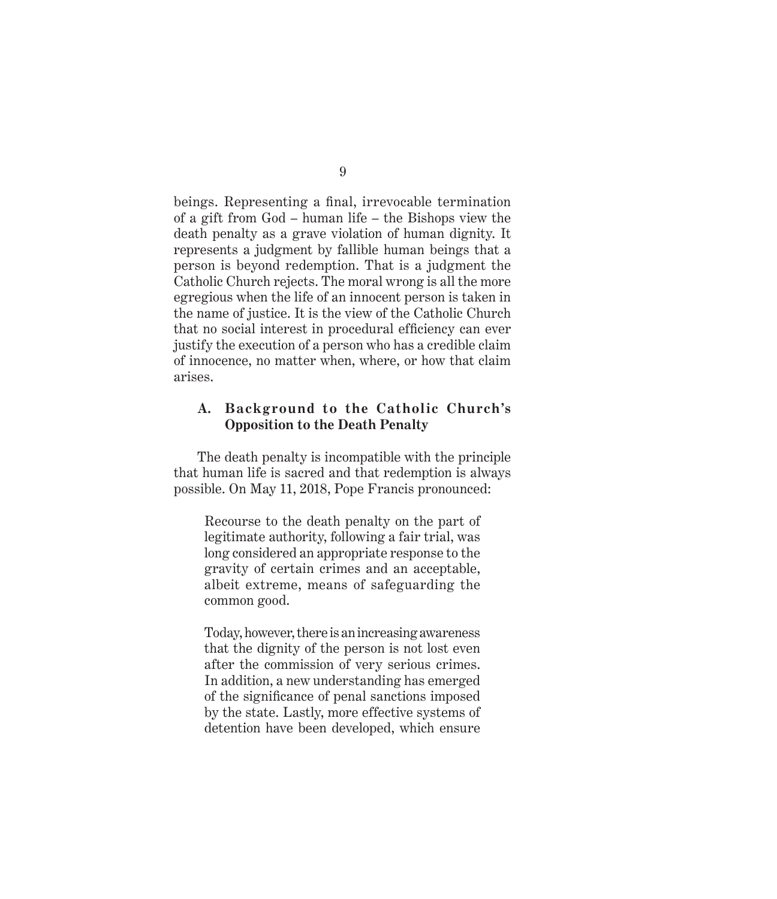beings. Representing a final, irrevocable termination of a gift from God – human life – the Bishops view the death penalty as a grave violation of human dignity. It represents a judgment by fallible human beings that a person is beyond redemption. That is a judgment the Catholic Church rejects. The moral wrong is all the more egregious when the life of an innocent person is taken in the name of justice. It is the view of the Catholic Church that no social interest in procedural efficiency can ever justify the execution of a person who has a credible claim of innocence, no matter when, where, or how that claim arises.

### A. Background to the Catholic Church's Opposition to the Death Penalty

The death penalty is incompatible with the principle that human life is sacred and that redemption is always possible. On May 11, 2018, Pope Francis pronounced:

> Recourse to the death penalty on the part of legitimate authority, following a fair trial, was long considered an appropriate response to the gravity of certain crimes and an acceptable, albeit extreme, means of safeguarding the common good.
>
> Today, however, there is an increasing awareness that the dignity of the person is not lost even after the commission of very serious crimes. In addition, a new understanding has emerged of the significance of penal sanctions imposed by the state. Lastly, more effective systems of detention have been developed, which ensure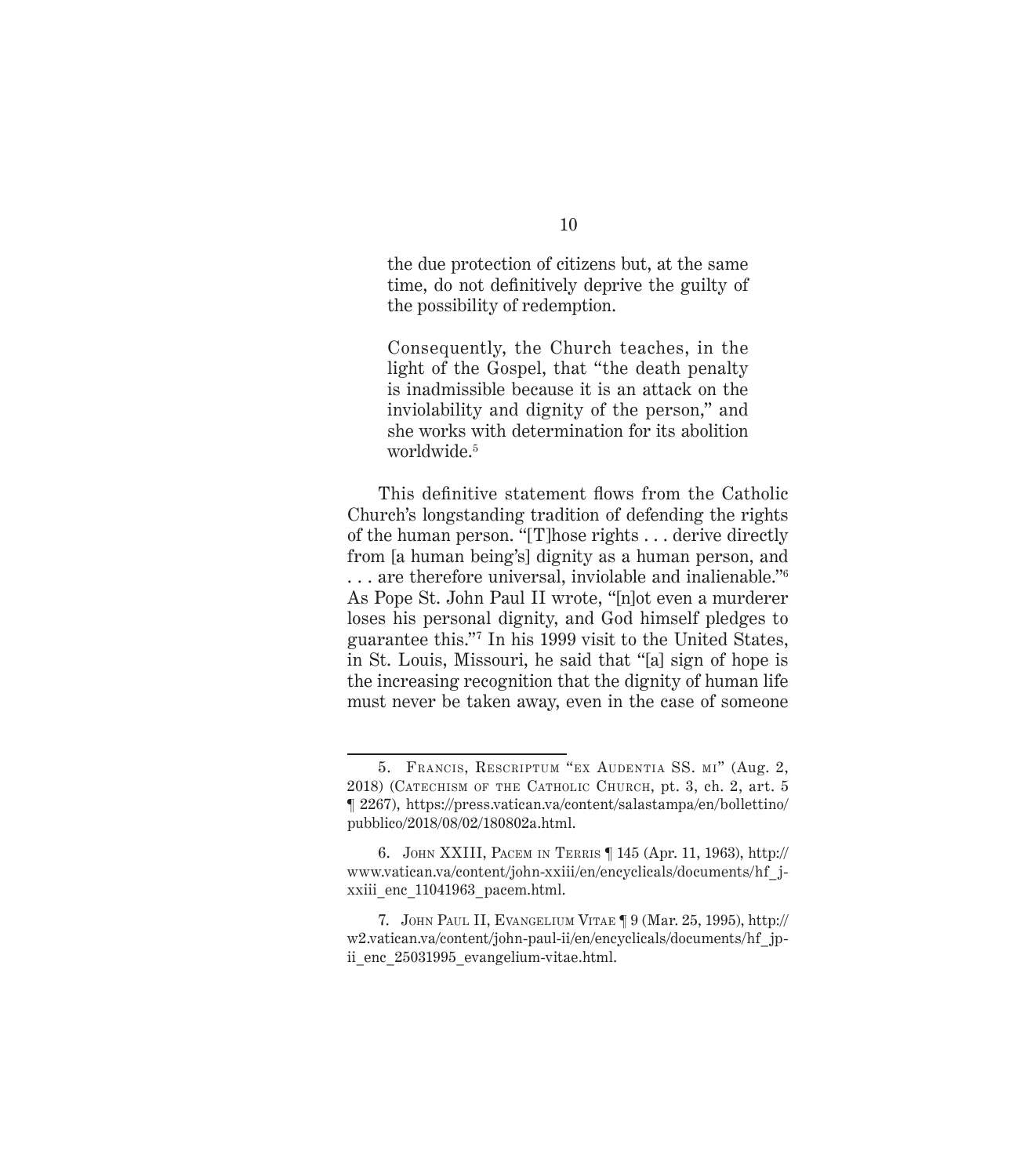> the due protection of citizens but, at the same time, do not definitively deprive the guilty of the possibility of redemption.
>
> Consequently, the Church teaches, in the light of the Gospel, that "the death penalty is inadmissible because it is an attack on the inviolability and dignity of the person," and she works with determination for its abolition worldwide.[5]

This definitive statement flows from the Catholic Church's longstanding tradition of defending the rights of the human person. "[T]hose rights . . . derive directly from [a human being's] dignity as a human person, and . . . are therefore universal, inviolable and inalienable."[6] As Pope St. John Paul II wrote, "[n]ot even a murderer loses his personal dignity, and God himself pledges to guarantee this."[7] In his 1999 visit to the United States, in St. Louis, Missouri, he said that "[a] sign of hope is the increasing recognition that the dignity of human life must never be taken away, even in the case of someone

---

5. Francis, Rescriptum "ex Audentia SS. mi" (Aug. 2, 2018) (Catechism of the Catholic Church, pt. 3, ch. 2, art. 5 ¶ 2267), https://press.vatican.va/content/salastampa/en/bollettino/pubblico/2018/08/02/180802a.html.

6. John XXIII, Pacem in Terris ¶ 145 (Apr. 11, 1963), http://www.vatican.va/content/john-xxiii/en/encyclicals/documents/hf_j-xxiii_enc_11041963_pacem.html.

7. John Paul II, Evangelium Vitae ¶ 9 (Mar. 25, 1995), http://w2.vatican.va/content/john-paul-ii/en/encyclicals/documents/hf_jp-ii_enc_25031995_evangelium-vitae.html.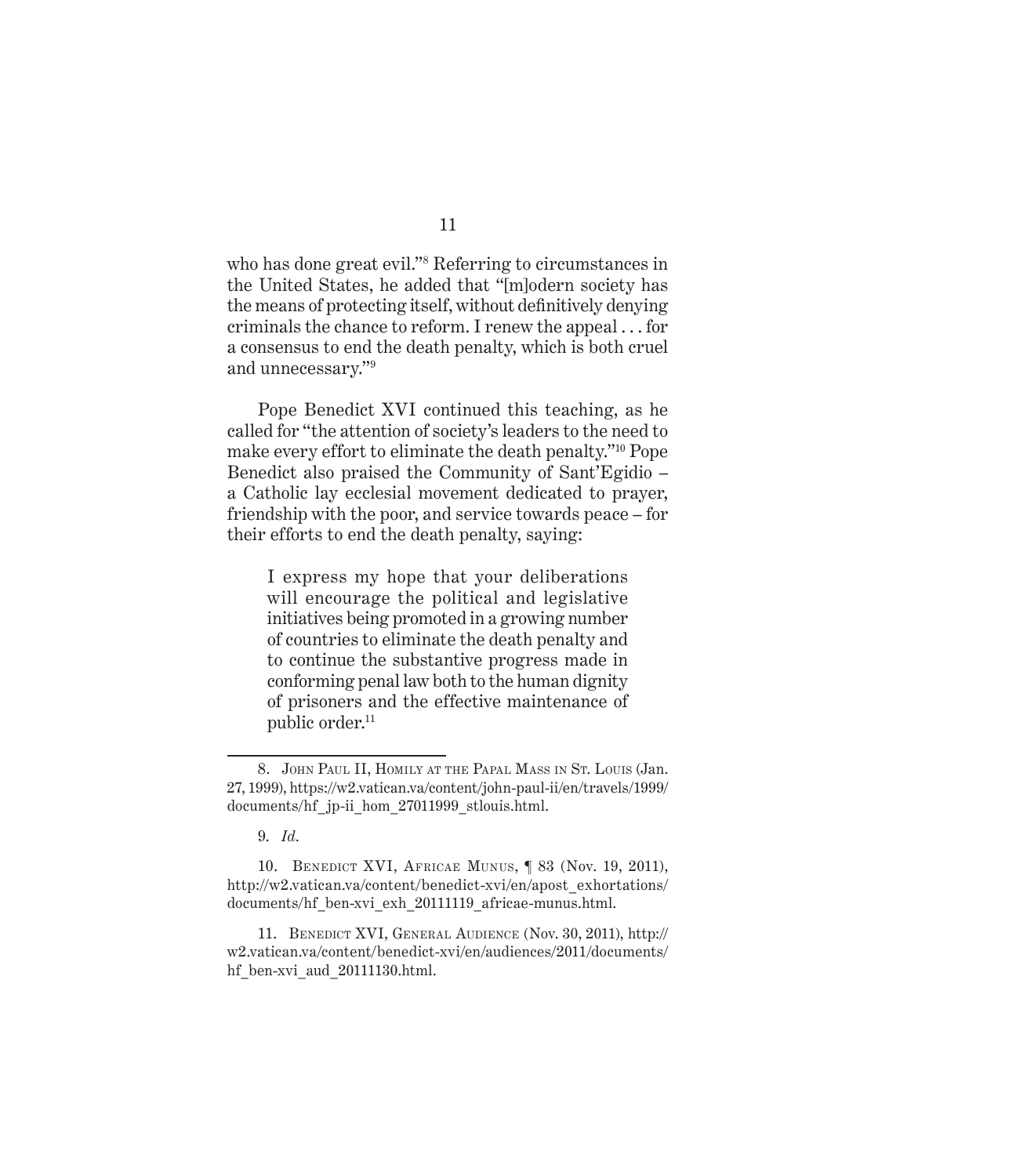who has done great evil."[8] Referring to circumstances in the United States, he added that "[m]odern society has the means of protecting itself, without definitively denying criminals the chance to reform. I renew the appeal . . . for a consensus to end the death penalty, which is both cruel and unnecessary."[9]

Pope Benedict XVI continued this teaching, as he called for "the attention of society's leaders to the need to make every effort to eliminate the death penalty."[10] Pope Benedict also praised the Community of Sant'Egidio – a Catholic lay ecclesial movement dedicated to prayer, friendship with the poor, and service towards peace – for their efforts to end the death penalty, saying:

> I express my hope that your deliberations will encourage the political and legislative initiatives being promoted in a growing number of countries to eliminate the death penalty and to continue the substantive progress made in conforming penal law both to the human dignity of prisoners and the effective maintenance of public order.[11]

---

8. John Paul II, Homily at the Papal Mass in St. Louis (Jan. 27, 1999), https://w2.vatican.va/content/john-paul-ii/en/travels/1999/documents/hf_jp-ii_hom_27011999_stlouis.html.

9. *Id.*

10. Benedict XVI, Africae Munus, ¶ 83 (Nov. 19, 2011), http://w2.vatican.va/content/benedict-xvi/en/apost_exhortations/documents/hf_ben-xvi_exh_20111119_africae-munus.html.

11. Benedict XVI, General Audience (Nov. 30, 2011), http://w2.vatican.va/content/benedict-xvi/en/audiences/2011/documents/hf_ben-xvi_aud_20111130.html.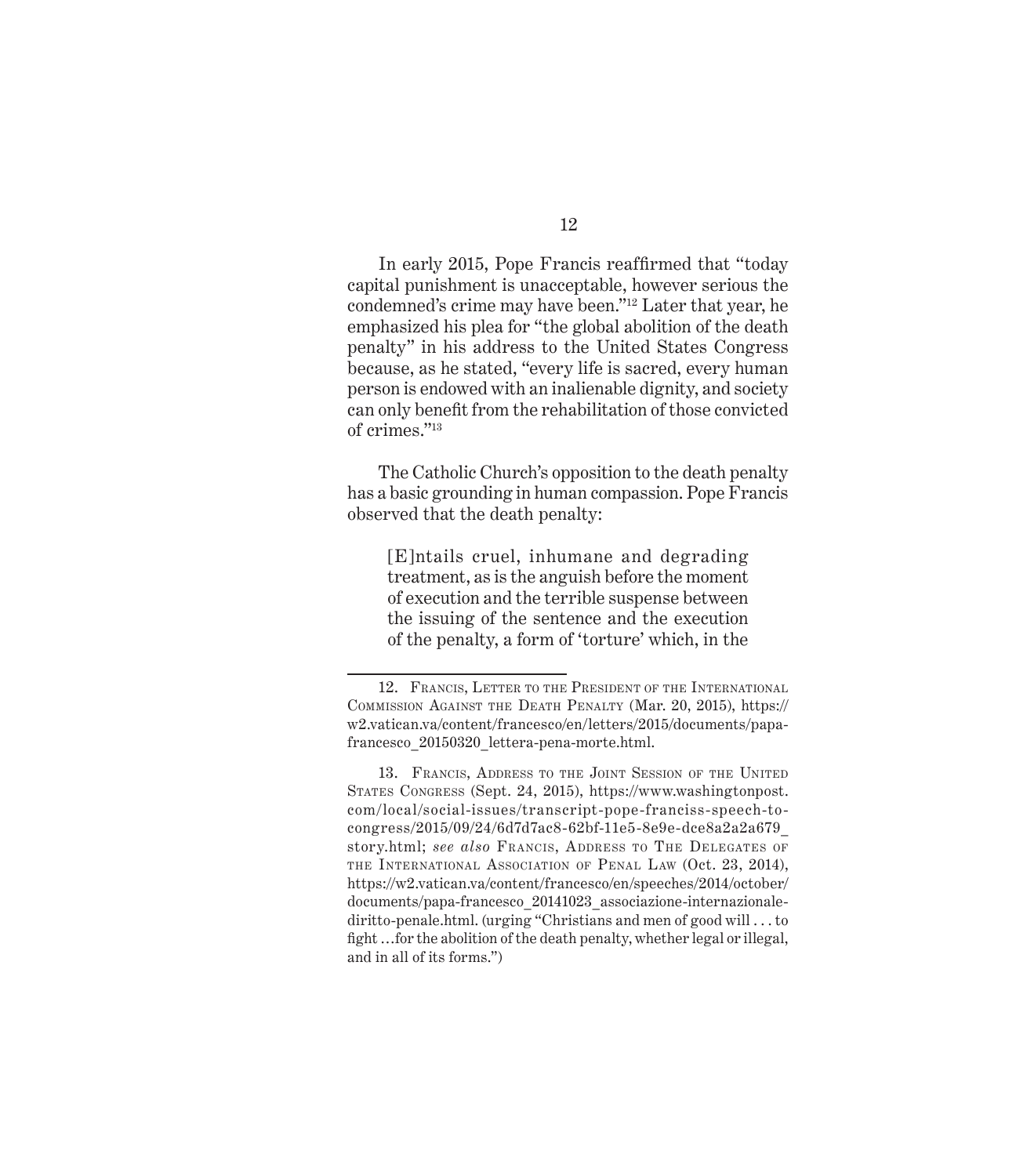In early 2015, Pope Francis reaffirmed that "today capital punishment is unacceptable, however serious the condemned's crime may have been."[12] Later that year, he emphasized his plea for "the global abolition of the death penalty" in his address to the United States Congress because, as he stated, "every life is sacred, every human person is endowed with an inalienable dignity, and society can only benefit from the rehabilitation of those convicted of crimes."[13]

The Catholic Church's opposition to the death penalty has a basic grounding in human compassion. Pope Francis observed that the death penalty:

> [E]ntails cruel, inhumane and degrading treatment, as is the anguish before the moment of execution and the terrible suspense between the issuing of the sentence and the execution of the penalty, a form of 'torture' which, in the

---

12. Francis, Letter to the President of the International Commission Against the Death Penalty (Mar. 20, 2015), https://w2.vatican.va/content/francesco/en/letters/2015/documents/papa-francesco_20150320_lettera-pena-morte.html.

13. Francis, Address to the Joint Session of the United States Congress (Sept. 24, 2015), https://www.washingtonpost.com/local/social-issues/transcript-pope-franciss-speech-to-congress/2015/09/24/6d7d7ac8-62bf-11e5-8e9e-dce8a2a2a679_story.html; *see also* Francis, Address to The Delegates of the International Association of Penal Law (Oct. 23, 2014), https://w2.vatican.va/content/francesco/en/speeches/2014/october/documents/papa-francesco_20141023_associazione-internazionale-diritto-penale.html. (urging "Christians and men of good will . . . to fight …for the abolition of the death penalty, whether legal or illegal, and in all of its forms.")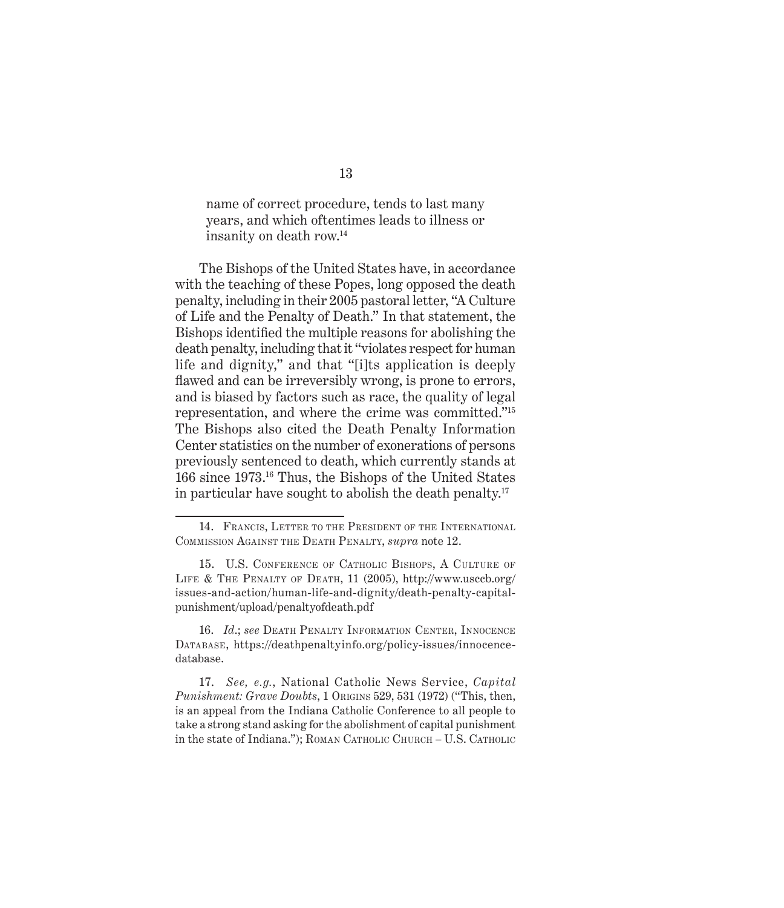name of correct procedure, tends to last many years, and which oftentimes leads to illness or insanity on death row.[14]

The Bishops of the United States have, in accordance with the teaching of these Popes, long opposed the death penalty, including in their 2005 pastoral letter, "A Culture of Life and the Penalty of Death." In that statement, the Bishops identified the multiple reasons for abolishing the death penalty, including that it "violates respect for human life and dignity," and that "[i]ts application is deeply flawed and can be irreversibly wrong, is prone to errors, and is biased by factors such as race, the quality of legal representation, and where the crime was committed."[15] The Bishops also cited the Death Penalty Information Center statistics on the number of exonerations of persons previously sentenced to death, which currently stands at 166 since 1973.[16] Thus, the Bishops of the United States in particular have sought to abolish the death penalty.[17]

---

14. Francis, Letter to the President of the International Commission Against the Death Penalty, *supra* note 12.

15. U.S. Conference of Catholic Bishops, A Culture of Life & The Penalty of Death, 11 (2005), http://www.usccb.org/issues-and-action/human-life-and-dignity/death-penalty-capital-punishment/upload/penaltyofdeath.pdf

16. *Id.*; *see* Death Penalty Information Center, Innocence Database, https://deathpenaltyinfo.org/policy-issues/innocence-database.

17. *See, e.g.*, National Catholic News Service, *Capital Punishment: Grave Doubts*, 1 Origins 529, 531 (1972) ("This, then, is an appeal from the Indiana Catholic Conference to all people to take a strong stand asking for the abolishment of capital punishment in the state of Indiana."); Roman Catholic Church – U.S. Catholic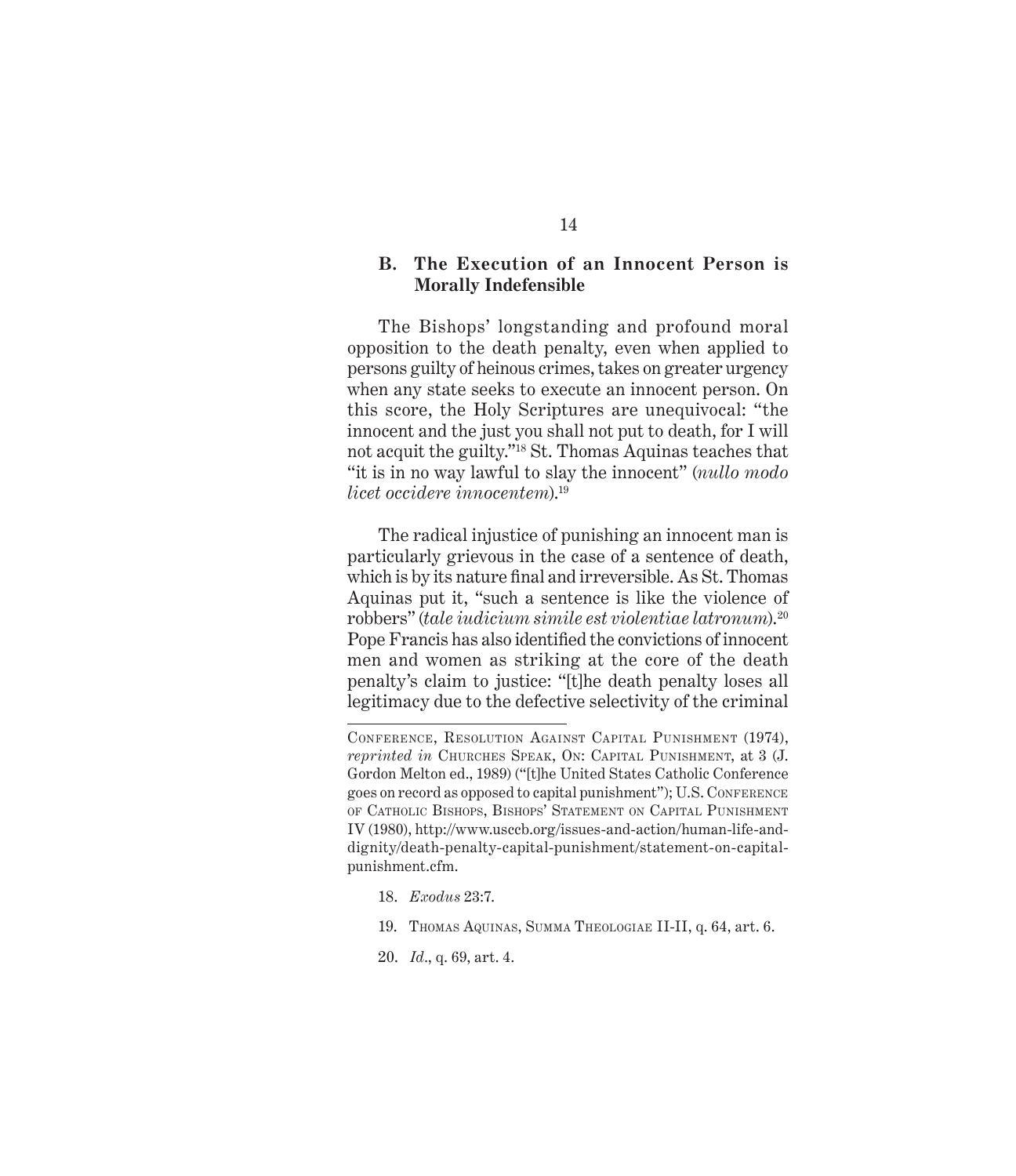### B. The Execution of an Innocent Person is Morally Indefensible

The Bishops' longstanding and profound moral opposition to the death penalty, even when applied to persons guilty of heinous crimes, takes on greater urgency when any state seeks to execute an innocent person. On this score, the Holy Scriptures are unequivocal: "the innocent and the just you shall not put to death, for I will not acquit the guilty."[18] St. Thomas Aquinas teaches that "it is in no way lawful to slay the innocent" (*nullo modo licet occidere innocentem*).[19]

The radical injustice of punishing an innocent man is particularly grievous in the case of a sentence of death, which is by its nature final and irreversible. As St. Thomas Aquinas put it, "such a sentence is like the violence of robbers" (*tale iudicium simile est violentiae latronum*).[20] Pope Francis has also identified the convictions of innocent men and women as striking at the core of the death penalty's claim to justice: "[t]he death penalty loses all legitimacy due to the defective selectivity of the criminal

---

Conference, Resolution Against Capital Punishment (1974), *reprinted in* Churches Speak, On: Capital Punishment, at 3 (J. Gordon Melton ed., 1989) ("[t]he United States Catholic Conference goes on record as opposed to capital punishment"); U.S. Conference of Catholic Bishops, Bishops' Statement on Capital Punishment IV (1980), http://www.usccb.org/issues-and-action/human-life-and-dignity/death-penalty-capital-punishment/statement-on-capital-punishment.cfm.

18. *Exodus* 23:7.

19. Thomas Aquinas, Summa Theologiae II-II, q. 64, art. 6.

20. *Id*., q. 69, art. 4.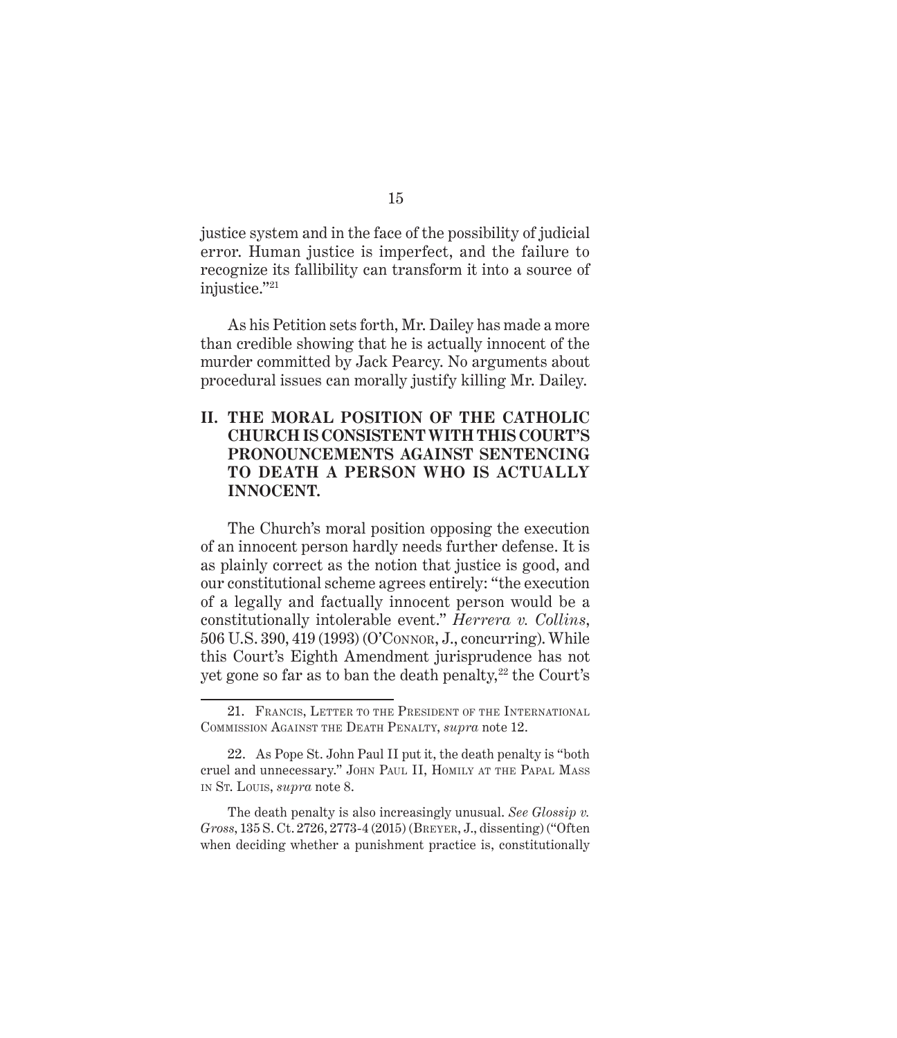justice system and in the face of the possibility of judicial error. Human justice is imperfect, and the failure to recognize its fallibility can transform it into a source of injustice."[21]

As his Petition sets forth, Mr. Dailey has made a more than credible showing that he is actually innocent of the murder committed by Jack Pearcy. No arguments about procedural issues can morally justify killing Mr. Dailey.

## II. THE MORAL POSITION OF THE CATHOLIC CHURCH IS CONSISTENT WITH THIS COURT'S PRONOUNCEMENTS AGAINST SENTENCING TO DEATH A PERSON WHO IS ACTUALLY INNOCENT.

The Church's moral position opposing the execution of an innocent person hardly needs further defense. It is as plainly correct as the notion that justice is good, and our constitutional scheme agrees entirely: "the execution of a legally and factually innocent person would be a constitutionally intolerable event." *Herrera v. Collins*, 506 U.S. 390, 419 (1993) (O'Connor, J., concurring). While this Court's Eighth Amendment jurisprudence has not yet gone so far as to ban the death penalty,[22] the Court's

---

21. Francis, Letter to the President of the International Commission Against the Death Penalty, *supra* note 12.

22. As Pope St. John Paul II put it, the death penalty is "both cruel and unnecessary." John Paul II, Homily at the Papal Mass in St. Louis, *supra* note 8.

The death penalty is also increasingly unusual. *See Glossip v. Gross*, 135 S. Ct. 2726, 2773-4 (2015) (Breyer, J., dissenting) ("Often when deciding whether a punishment practice is, constitutionally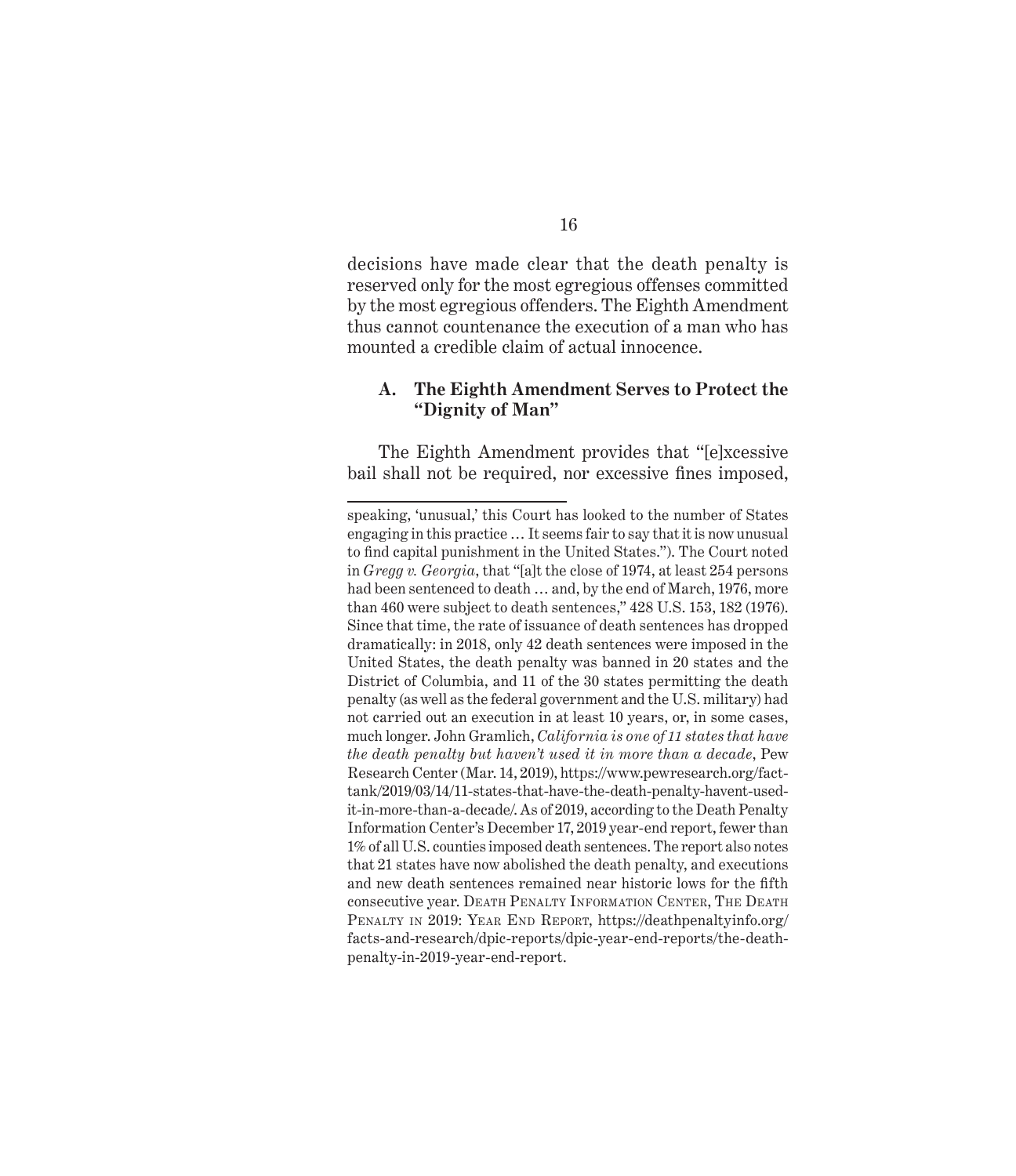decisions have made clear that the death penalty is reserved only for the most egregious offenses committed by the most egregious offenders. The Eighth Amendment thus cannot countenance the execution of a man who has mounted a credible claim of actual innocence.

### A. The Eighth Amendment Serves to Protect the "Dignity of Man"

The Eighth Amendment provides that "[e]xcessive bail shall not be required, nor excessive fines imposed,

---

speaking, 'unusual,' this Court has looked to the number of States engaging in this practice … It seems fair to say that it is now unusual to find capital punishment in the United States."). The Court noted in *Gregg v. Georgia*, that "[a]t the close of 1974, at least 254 persons had been sentenced to death … and, by the end of March, 1976, more than 460 were subject to death sentences," 428 U.S. 153, 182 (1976). Since that time, the rate of issuance of death sentences has dropped dramatically: in 2018, only 42 death sentences were imposed in the United States, the death penalty was banned in 20 states and the District of Columbia, and 11 of the 30 states permitting the death penalty (as well as the federal government and the U.S. military) had not carried out an execution in at least 10 years, or, in some cases, much longer. John Gramlich, *California is one of 11 states that have the death penalty but haven't used it in more than a decade*, Pew Research Center (Mar. 14, 2019), https://www.pewresearch.org/fact-tank/2019/03/14/11-states-that-have-the-death-penalty-havent-used-it-in-more-than-a-decade/. As of 2019, according to the Death Penalty Information Center's December 17, 2019 year-end report, fewer than 1% of all U.S. counties imposed death sentences. The report also notes that 21 states have now abolished the death penalty, and executions and new death sentences remained near historic lows for the fifth consecutive year. Death Penalty Information Center, The Death Penalty in 2019: Year End Report, https://deathpenaltyinfo.org/facts-and-research/dpic-reports/dpic-year-end-reports/the-death-penalty-in-2019-year-end-report.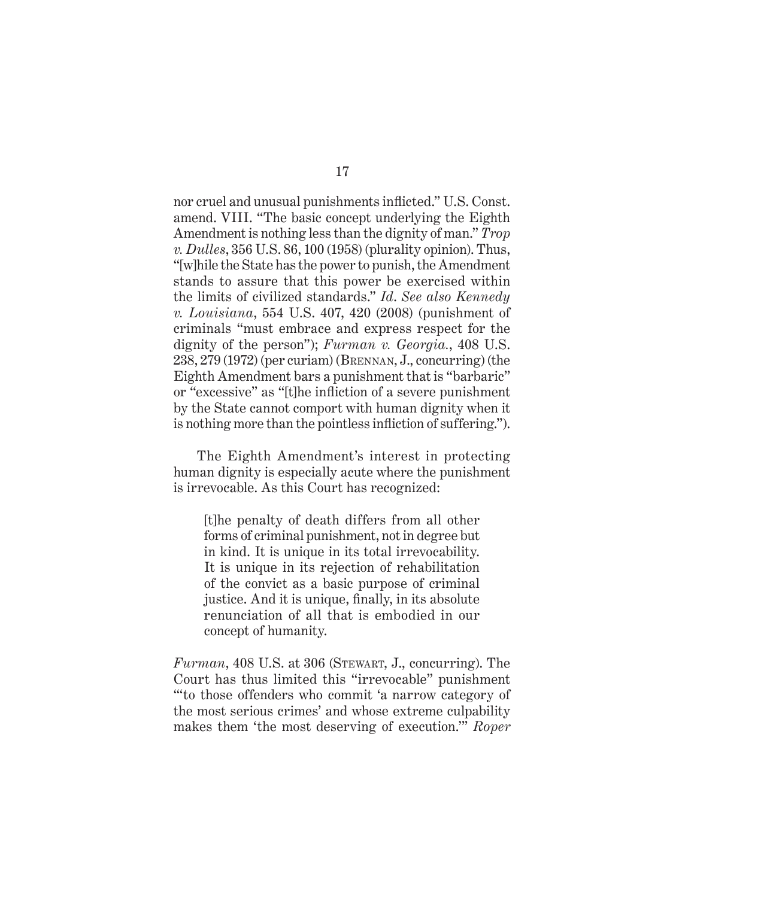nor cruel and unusual punishments inflicted." U.S. Const. amend. VIII. "The basic concept underlying the Eighth Amendment is nothing less than the dignity of man." *Trop v. Dulles*, 356 U.S. 86, 100 (1958) (plurality opinion). Thus, "[w]hile the State has the power to punish, the Amendment stands to assure that this power be exercised within the limits of civilized standards." *Id. See also Kennedy v. Louisiana*, 554 U.S. 407, 420 (2008) (punishment of criminals "must embrace and express respect for the dignity of the person"); *Furman v. Georgia.*, 408 U.S. 238, 279 (1972) (per curiam) (Brennan, J., concurring) (the Eighth Amendment bars a punishment that is "barbaric" or "excessive" as "[t]he infliction of a severe punishment by the State cannot comport with human dignity when it is nothing more than the pointless infliction of suffering.").

The Eighth Amendment's interest in protecting human dignity is especially acute where the punishment is irrevocable. As this Court has recognized:

> [t]he penalty of death differs from all other forms of criminal punishment, not in degree but in kind. It is unique in its total irrevocability. It is unique in its rejection of rehabilitation of the convict as a basic purpose of criminal justice. And it is unique, finally, in its absolute renunciation of all that is embodied in our concept of humanity.

*Furman*, 408 U.S. at 306 (Stewart, J., concurring). The Court has thus limited this "irrevocable" punishment "'to those offenders who commit 'a narrow category of the most serious crimes' and whose extreme culpability makes them 'the most deserving of execution.'" *Roper*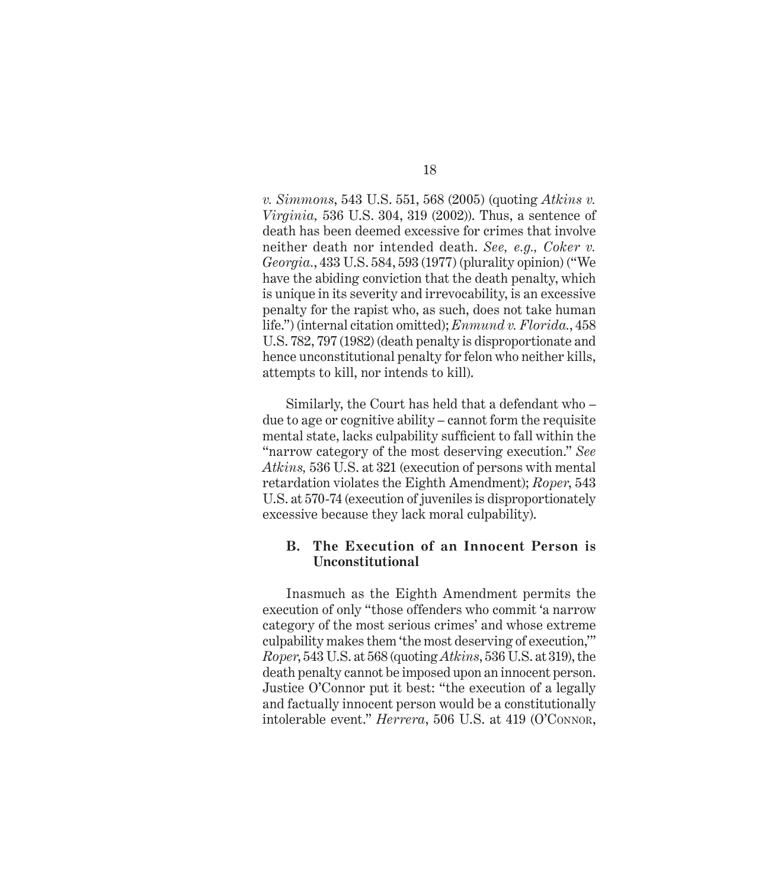*v. Simmons*, 543 U.S. 551, 568 (2005) (quoting *Atkins v. Virginia,* 536 U.S. 304, 319 (2002)). Thus, a sentence of death has been deemed excessive for crimes that involve neither death nor intended death. *See, e.g., Coker v. Georgia.*, 433 U.S. 584, 593 (1977) (plurality opinion) ("We have the abiding conviction that the death penalty, which is unique in its severity and irrevocability, is an excessive penalty for the rapist who, as such, does not take human life.") (internal citation omitted); *Enmund v. Florida.*, 458 U.S. 782, 797 (1982) (death penalty is disproportionate and hence unconstitutional penalty for felon who neither kills, attempts to kill, nor intends to kill).

Similarly, the Court has held that a defendant who – due to age or cognitive ability – cannot form the requisite mental state, lacks culpability sufficient to fall within the "narrow category of the most deserving execution." *See Atkins,* 536 U.S. at 321 (execution of persons with mental retardation violates the Eighth Amendment); *Roper*, 543 U.S. at 570-74 (execution of juveniles is disproportionately excessive because they lack moral culpability).

### B. The Execution of an Innocent Person is Unconstitutional

Inasmuch as the Eighth Amendment permits the execution of only "those offenders who commit 'a narrow category of the most serious crimes' and whose extreme culpability makes them 'the most deserving of execution,'" *Roper*, 543 U.S. at 568 (quoting *Atkins*, 536 U.S. at 319), the death penalty cannot be imposed upon an innocent person. Justice O'Connor put it best: "the execution of a legally and factually innocent person would be a constitutionally intolerable event." *Herrera*, 506 U.S. at 419 (O'Connor,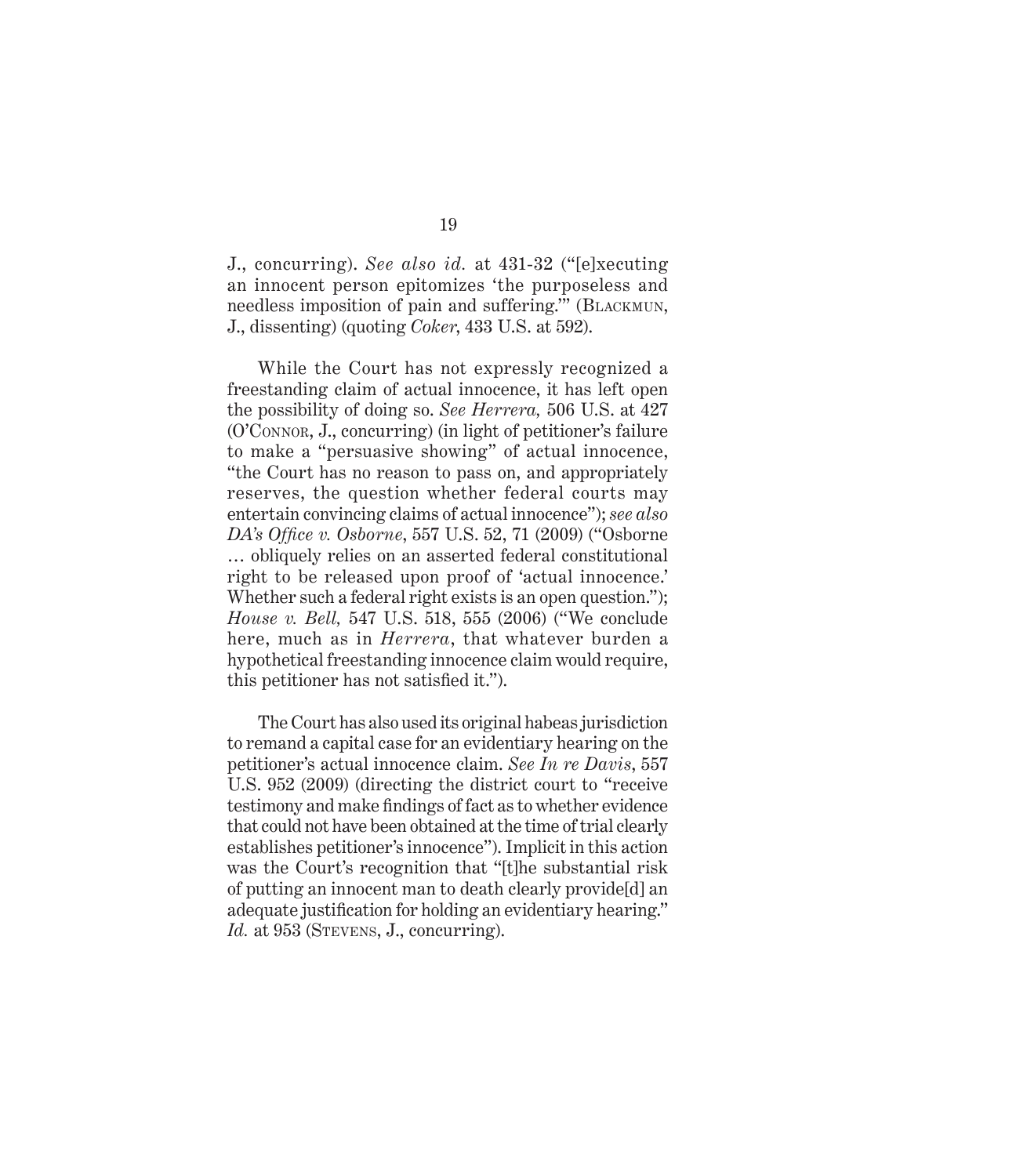J., concurring). *See also id.* at 431-32 ("[e]xecuting an innocent person epitomizes 'the purposeless and needless imposition of pain and suffering.'" (BLACKMUN, J., dissenting) (quoting *Coker*, 433 U.S. at 592).

While the Court has not expressly recognized a freestanding claim of actual innocence, it has left open the possibility of doing so. *See Herrera,* 506 U.S. at 427 (O'CONNOR, J., concurring) (in light of petitioner's failure to make a "persuasive showing" of actual innocence, "the Court has no reason to pass on, and appropriately reserves, the question whether federal courts may entertain convincing claims of actual innocence"); *see also DA's Office v. Osborne*, 557 U.S. 52, 71 (2009) ("Osborne … obliquely relies on an asserted federal constitutional right to be released upon proof of 'actual innocence.' Whether such a federal right exists is an open question."); *House v. Bell,* 547 U.S. 518, 555 (2006) ("We conclude here, much as in *Herrera*, that whatever burden a hypothetical freestanding innocence claim would require, this petitioner has not satisfied it.").

The Court has also used its original habeas jurisdiction to remand a capital case for an evidentiary hearing on the petitioner's actual innocence claim. *See In re Davis*, 557 U.S. 952 (2009) (directing the district court to "receive testimony and make findings of fact as to whether evidence that could not have been obtained at the time of trial clearly establishes petitioner's innocence"). Implicit in this action was the Court's recognition that "[t]he substantial risk of putting an innocent man to death clearly provide[d] an adequate justification for holding an evidentiary hearing." *Id.* at 953 (STEVENS, J., concurring).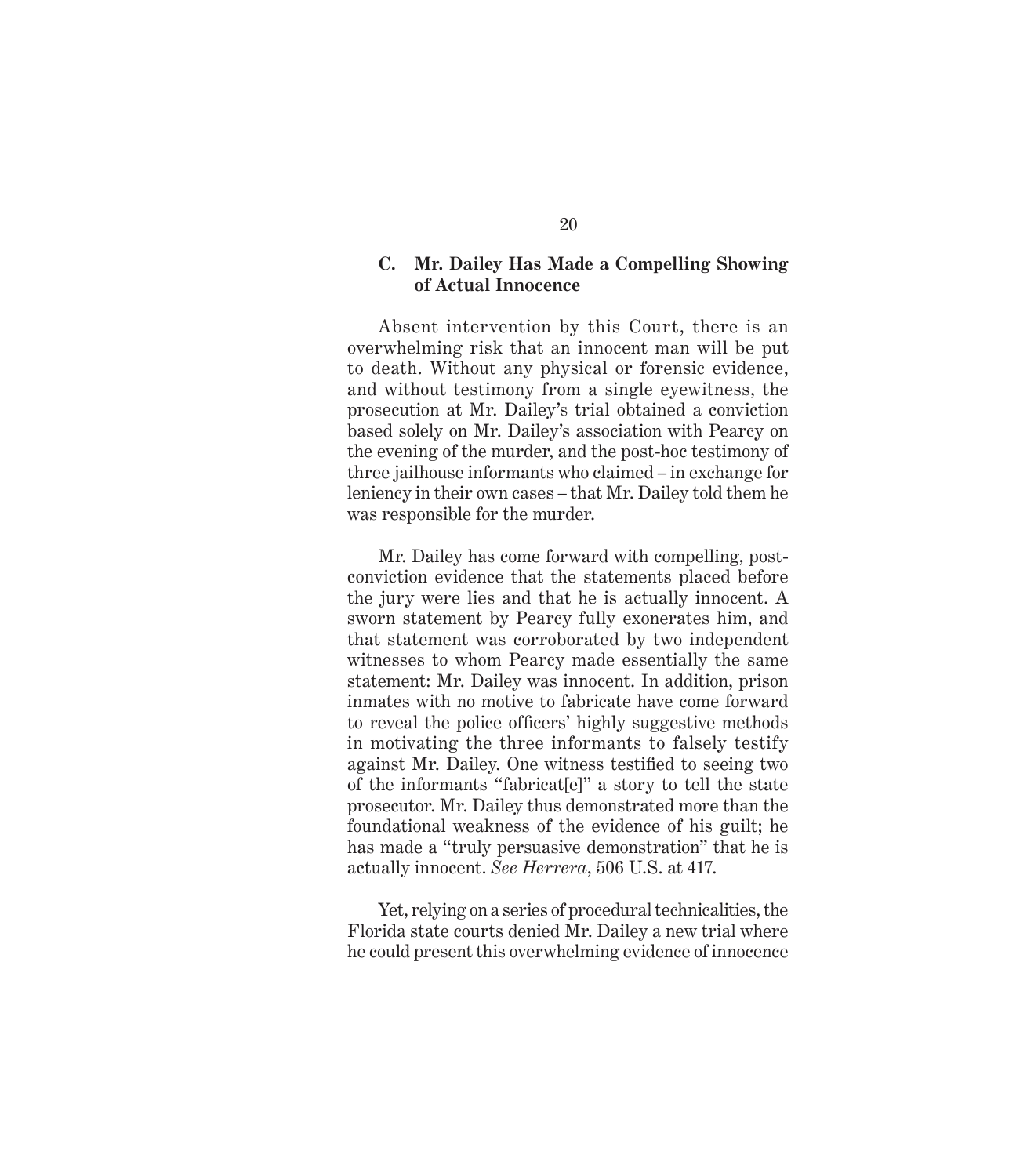### C. Mr. Dailey Has Made a Compelling Showing of Actual Innocence

Absent intervention by this Court, there is an overwhelming risk that an innocent man will be put to death. Without any physical or forensic evidence, and without testimony from a single eyewitness, the prosecution at Mr. Dailey's trial obtained a conviction based solely on Mr. Dailey's association with Pearcy on the evening of the murder, and the post-hoc testimony of three jailhouse informants who claimed – in exchange for leniency in their own cases – that Mr. Dailey told them he was responsible for the murder.

Mr. Dailey has come forward with compelling, post-conviction evidence that the statements placed before the jury were lies and that he is actually innocent. A sworn statement by Pearcy fully exonerates him, and that statement was corroborated by two independent witnesses to whom Pearcy made essentially the same statement: Mr. Dailey was innocent. In addition, prison inmates with no motive to fabricate have come forward to reveal the police officers' highly suggestive methods in motivating the three informants to falsely testify against Mr. Dailey. One witness testified to seeing two of the informants "fabricat[e]" a story to tell the state prosecutor. Mr. Dailey thus demonstrated more than the foundational weakness of the evidence of his guilt; he has made a "truly persuasive demonstration" that he is actually innocent. *See Herrera*, 506 U.S. at 417.

Yet, relying on a series of procedural technicalities, the Florida state courts denied Mr. Dailey a new trial where he could present this overwhelming evidence of innocence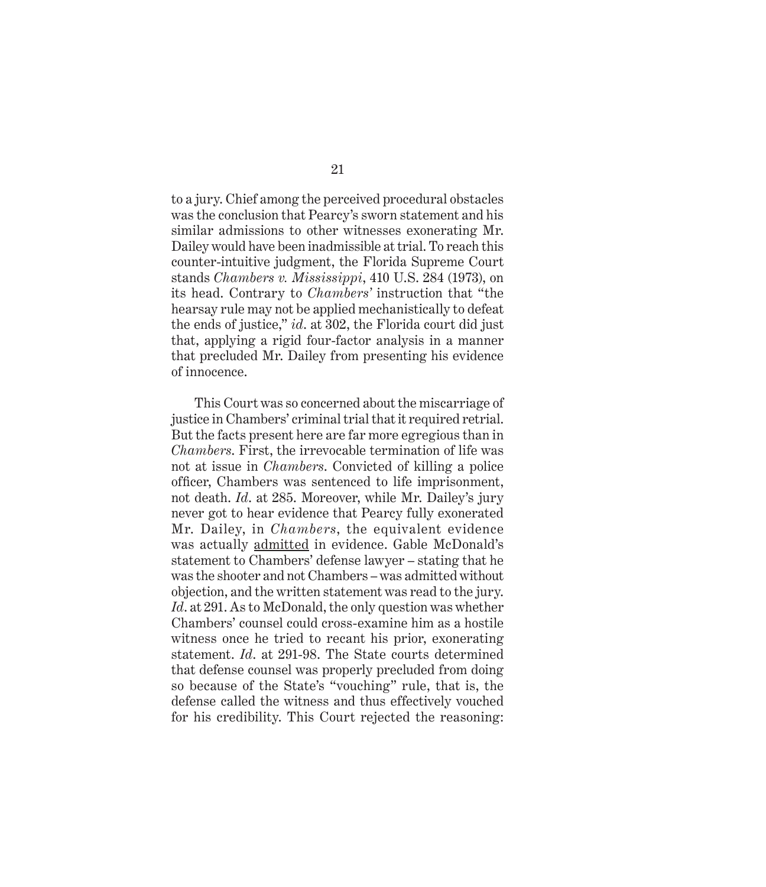to a jury. Chief among the perceived procedural obstacles was the conclusion that Pearcy's sworn statement and his similar admissions to other witnesses exonerating Mr. Dailey would have been inadmissible at trial. To reach this counter-intuitive judgment, the Florida Supreme Court stands *Chambers v. Mississippi*, 410 U.S. 284 (1973), on its head. Contrary to *Chambers'* instruction that "the hearsay rule may not be applied mechanistically to defeat the ends of justice," *id*. at 302, the Florida court did just that, applying a rigid four-factor analysis in a manner that precluded Mr. Dailey from presenting his evidence of innocence.

This Court was so concerned about the miscarriage of justice in Chambers' criminal trial that it required retrial. But the facts present here are far more egregious than in *Chambers*. First, the irrevocable termination of life was not at issue in *Chambers*. Convicted of killing a police officer, Chambers was sentenced to life imprisonment, not death. *Id*. at 285. Moreover, while Mr. Dailey's jury never got to hear evidence that Pearcy fully exonerated Mr. Dailey, in *Chambers*, the equivalent evidence was actually <u>admitted</u> in evidence. Gable McDonald's statement to Chambers' defense lawyer – stating that he was the shooter and not Chambers – was admitted without objection, and the written statement was read to the jury. *Id*. at 291. As to McDonald, the only question was whether Chambers' counsel could cross-examine him as a hostile witness once he tried to recant his prior, exonerating statement. *Id*. at 291-98. The State courts determined that defense counsel was properly precluded from doing so because of the State's "vouching" rule, that is, the defense called the witness and thus effectively vouched for his credibility. This Court rejected the reasoning: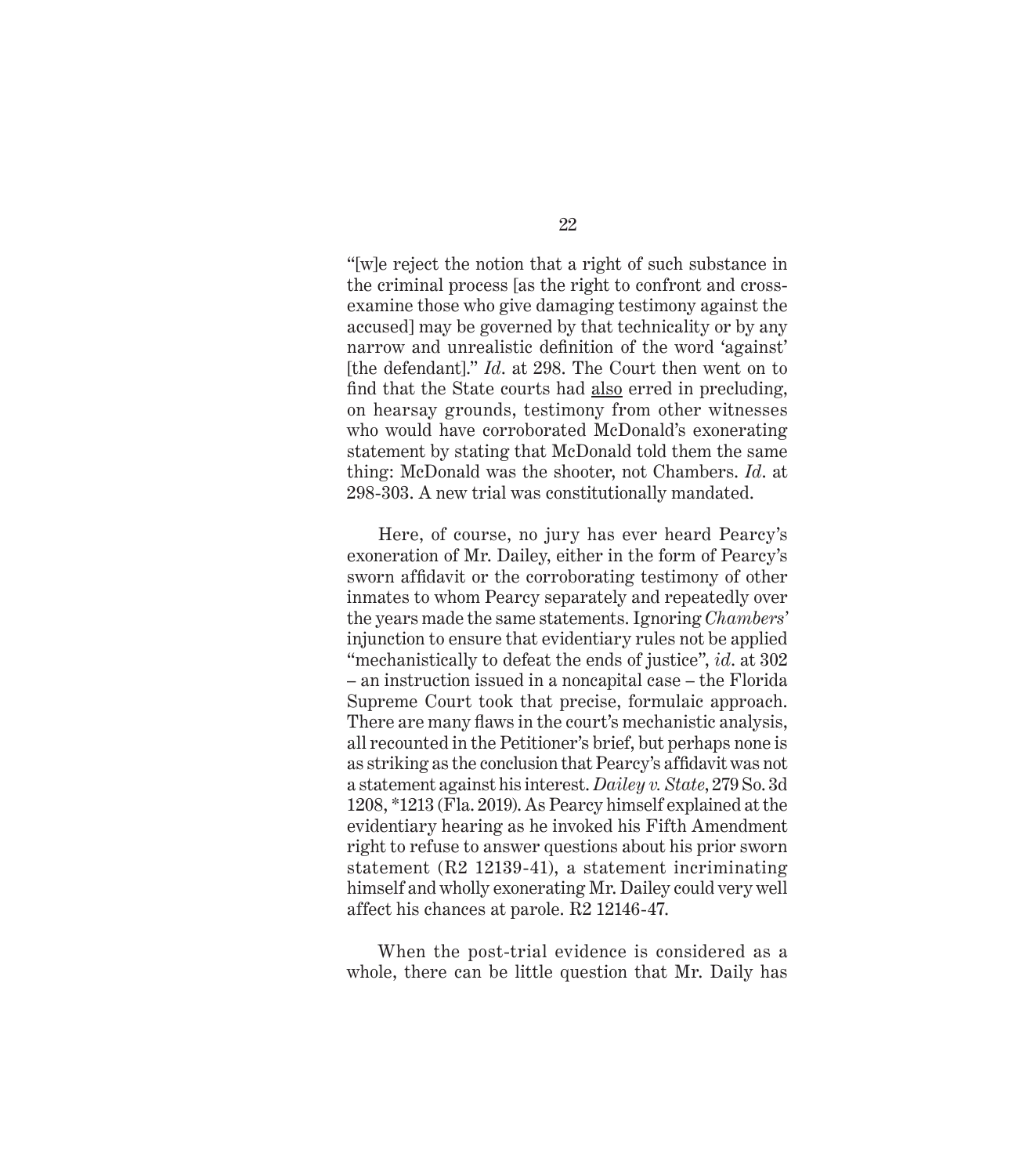"[w]e reject the notion that a right of such substance in the criminal process [as the right to confront and cross-examine those who give damaging testimony against the accused] may be governed by that technicality or by any narrow and unrealistic definition of the word 'against' [the defendant]." *Id*. at 298. The Court then went on to find that the State courts had <u>also</u> erred in precluding, on hearsay grounds, testimony from other witnesses who would have corroborated McDonald's exonerating statement by stating that McDonald told them the same thing: McDonald was the shooter, not Chambers. *Id*. at 298-303. A new trial was constitutionally mandated.

Here, of course, no jury has ever heard Pearcy's exoneration of Mr. Dailey, either in the form of Pearcy's sworn affidavit or the corroborating testimony of other inmates to whom Pearcy separately and repeatedly over the years made the same statements. Ignoring *Chambers*' injunction to ensure that evidentiary rules not be applied "mechanistically to defeat the ends of justice", *id*. at 302 – an instruction issued in a noncapital case – the Florida Supreme Court took that precise, formulaic approach. There are many flaws in the court's mechanistic analysis, all recounted in the Petitioner's brief, but perhaps none is as striking as the conclusion that Pearcy's affidavit was not a statement against his interest. *Dailey v. State*, 279 So. 3d 1208, *1213 (Fla. 2019). As Pearcy himself explained at the evidentiary hearing as he invoked his Fifth Amendment right to refuse to answer questions about his prior sworn statement (R2 12139-41), a statement incriminating himself and wholly exonerating Mr. Dailey could very well affect his chances at parole. R2 12146-47.

When the post-trial evidence is considered as a whole, there can be little question that Mr. Daily has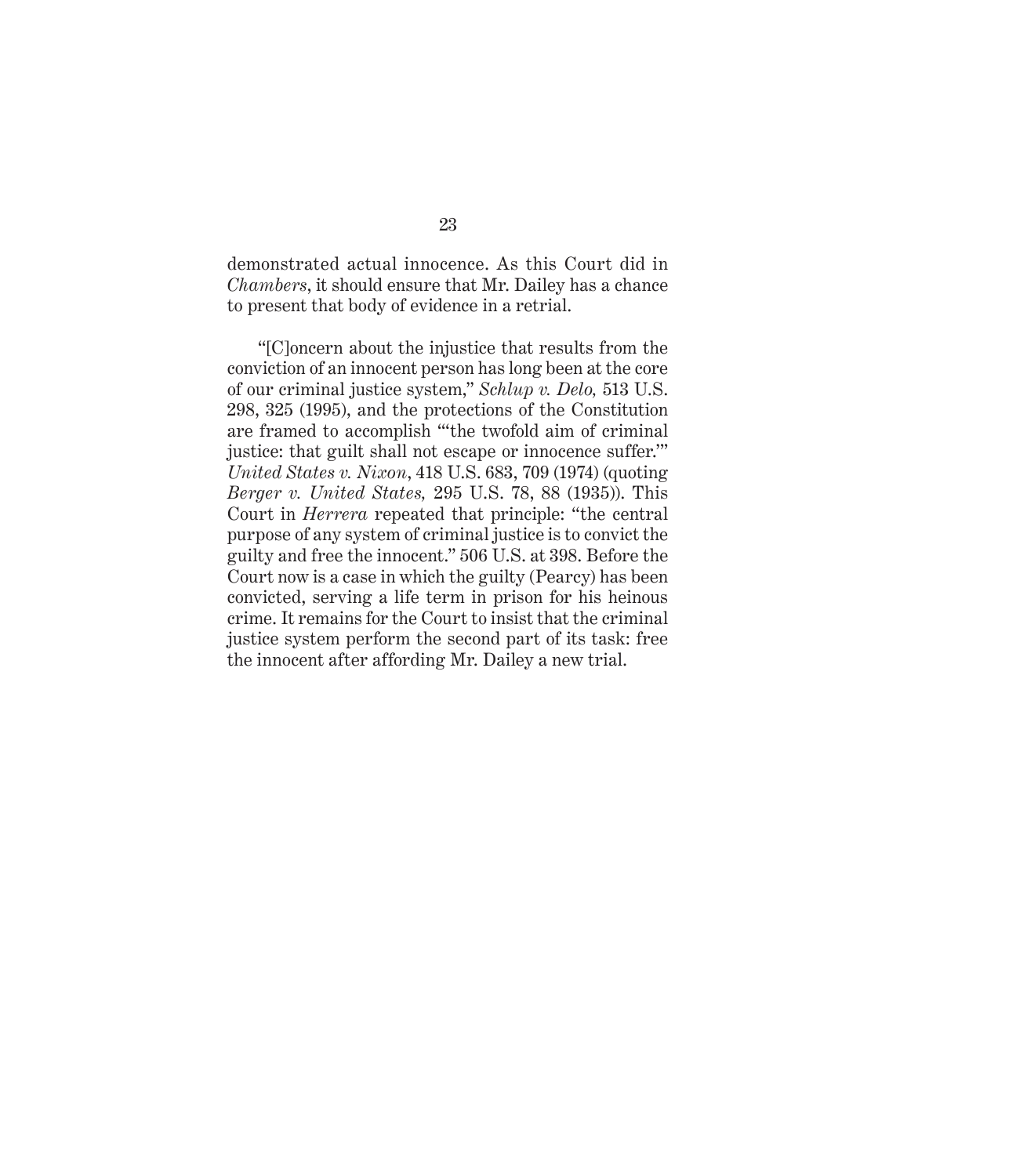demonstrated actual innocence. As this Court did in *Chambers*, it should ensure that Mr. Dailey has a chance to present that body of evidence in a retrial.

"[C]oncern about the injustice that results from the conviction of an innocent person has long been at the core of our criminal justice system," *Schlup v. Delo,* 513 U.S. 298, 325 (1995), and the protections of the Constitution are framed to accomplish "'the twofold aim of criminal justice: that guilt shall not escape or innocence suffer.'" *United States v. Nixon*, 418 U.S. 683, 709 (1974) (quoting *Berger v. United States,* 295 U.S. 78, 88 (1935)). This Court in *Herrera* repeated that principle: "the central purpose of any system of criminal justice is to convict the guilty and free the innocent." 506 U.S. at 398. Before the Court now is a case in which the guilty (Pearcy) has been convicted, serving a life term in prison for his heinous crime. It remains for the Court to insist that the criminal justice system perform the second part of its task: free the innocent after affording Mr. Dailey a new trial.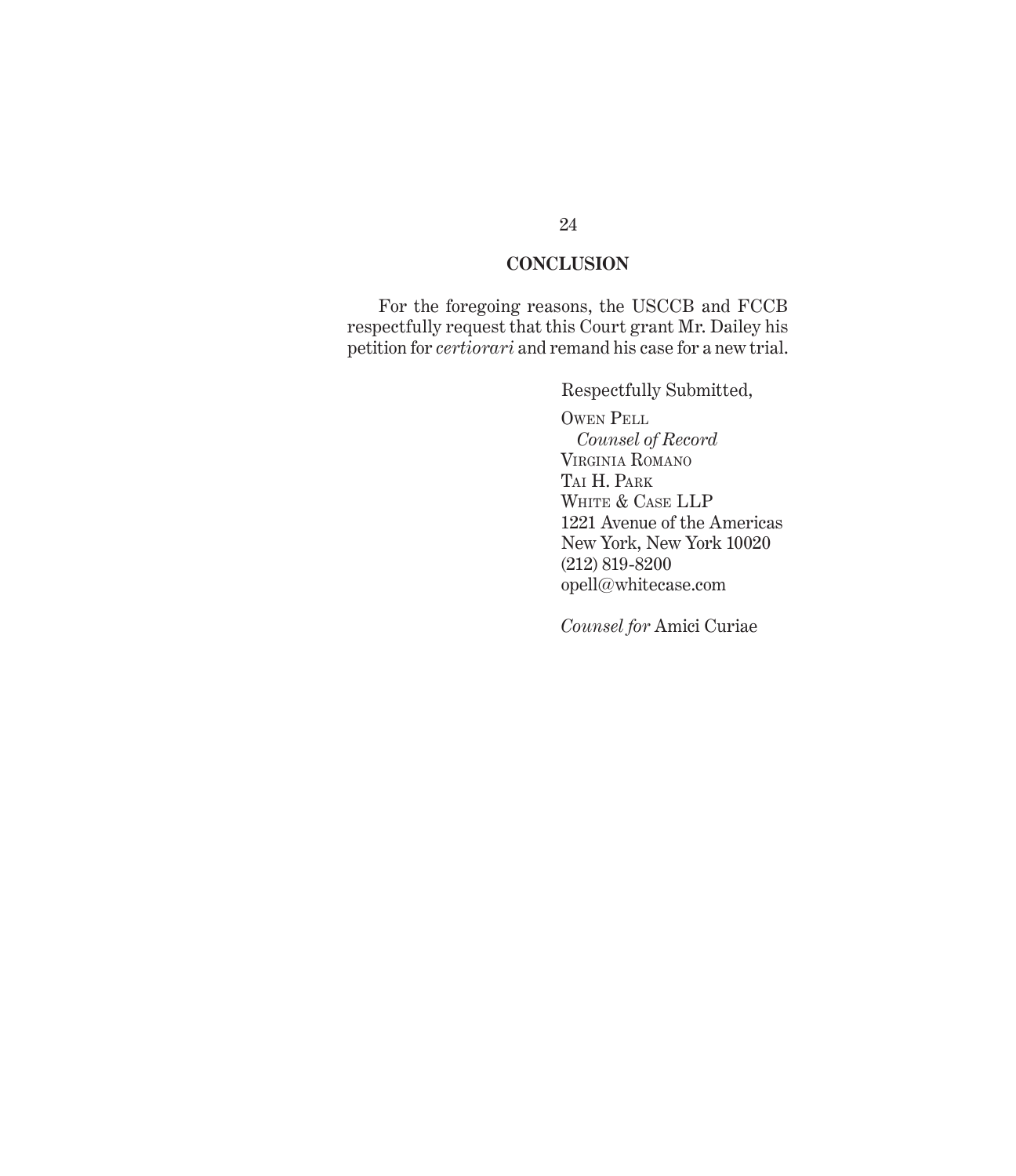## CONCLUSION

For the foregoing reasons, the USCCB and FCCB respectfully request that this Court grant Mr. Dailey his petition for *certiorari* and remand his case for a new trial.

Respectfully Submitted,

Owen Pell
*Counsel of Record*
Virginia Romano
Tai H. Park
White & Case LLP
1221 Avenue of the Americas
New York, New York 10020
(212) 819-8200
opell@whitecase.com

*Counsel for* Amici Curiae